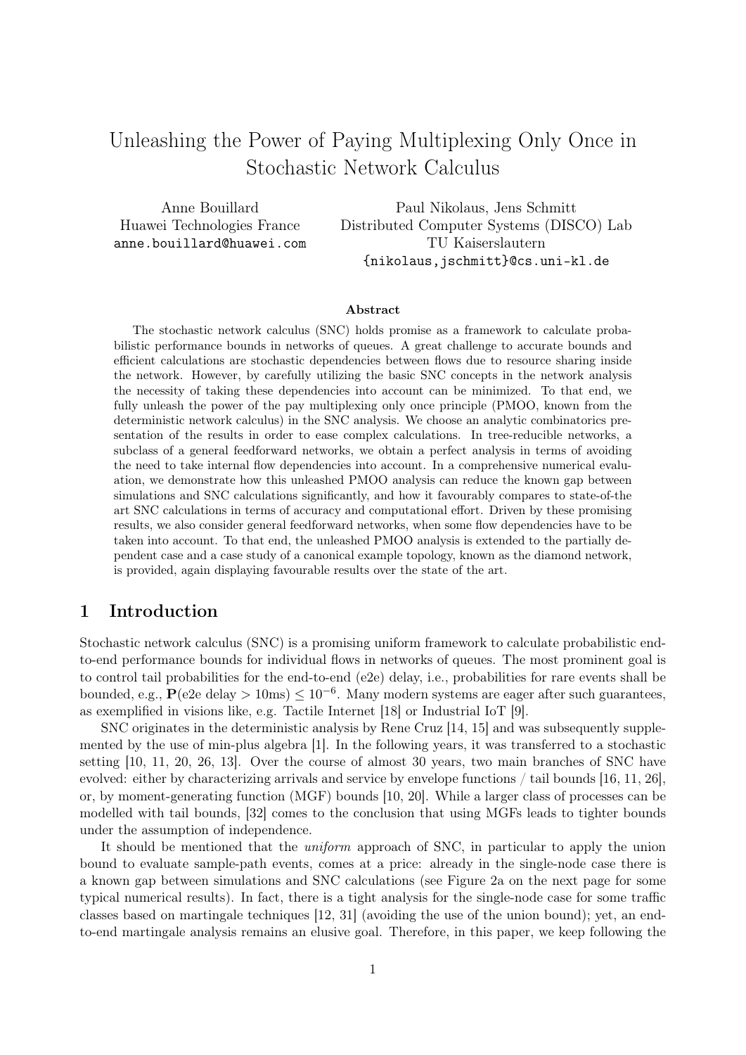# Unleashing the Power of Paying Multiplexing Only Once in Stochastic Network Calculus

Anne Bouillard
Huawei Technologies France
anne.bouillard@huawei.com

Paul Nikolaus, Jens Schmitt
Distributed Computer Systems (DISCO) Lab
TU Kaiserslautern
{nikolaus,jschmitt}@cs.uni-kl.de

### Abstract

The stochastic network calculus (SNC) holds promise as a framework to calculate probabilistic performance bounds in networks of queues. A great challenge to accurate bounds and efficient calculations are stochastic dependencies between flows due to resource sharing inside the network. However, by carefully utilizing the basic SNC concepts in the network analysis the necessity of taking these dependencies into account can be minimized. To that end, we fully unleash the power of the pay multiplexing only once principle (PMOO, known from the deterministic network calculus) in the SNC analysis. We choose an analytic combinatorics presentation of the results in order to ease complex calculations. In tree-reducible networks, a subclass of a general feedforward networks, we obtain a perfect analysis in terms of avoiding the need to take internal flow dependencies into account. In a comprehensive numerical evaluation, we demonstrate how this unleashed PMOO analysis can reduce the known gap between simulations and SNC calculations significantly, and how it favourably compares to state-of-the art SNC calculations in terms of accuracy and computational effort. Driven by these promising results, we also consider general feedforward networks, when some flow dependencies have to be taken into account. To that end, the unleashed PMOO analysis is extended to the partially dependent case and a case study of a canonical example topology, known as the diamond network, is provided, again displaying favourable results over the state of the art.

## 1 Introduction

Stochastic network calculus (SNC) is a promising uniform framework to calculate probabilistic end-to-end performance bounds for individual flows in networks of queues. The most prominent goal is to control tail probabilities for the end-to-end (e2e) delay, i.e., probabilities for rare events shall be bounded, e.g., $\mathbf{P}(\text{e2e delay} > 10\text{ms}) \leq 10^{-6}$. Many modern systems are eager after such guarantees, as exemplified in visions like, e.g. Tactile Internet [18] or Industrial IoT [9].

SNC originates in the deterministic analysis by Rene Cruz [14, 15] and was subsequently supplemented by the use of min-plus algebra [1]. In the following years, it was transferred to a stochastic setting [10, 11, 20, 26, 13]. Over the course of almost 30 years, two main branches of SNC have evolved: either by characterizing arrivals and service by envelope functions / tail bounds [16, 11, 26], or, by moment-generating function (MGF) bounds [10, 20]. While a larger class of processes can be modelled with tail bounds, [32] comes to the conclusion that using MGFs leads to tighter bounds under the assumption of independence.

It should be mentioned that the *uniform* approach of SNC, in particular to apply the union bound to evaluate sample-path events, comes at a price: already in the single-node case there is a known gap between simulations and SNC calculations (see Figure 2a on the next page for some typical numerical results). In fact, there is a tight analysis for the single-node case for some traffic classes based on martingale techniques [12, 31] (avoiding the use of the union bound); yet, an end-to-end martingale analysis remains an elusive goal. Therefore, in this paper, we keep following the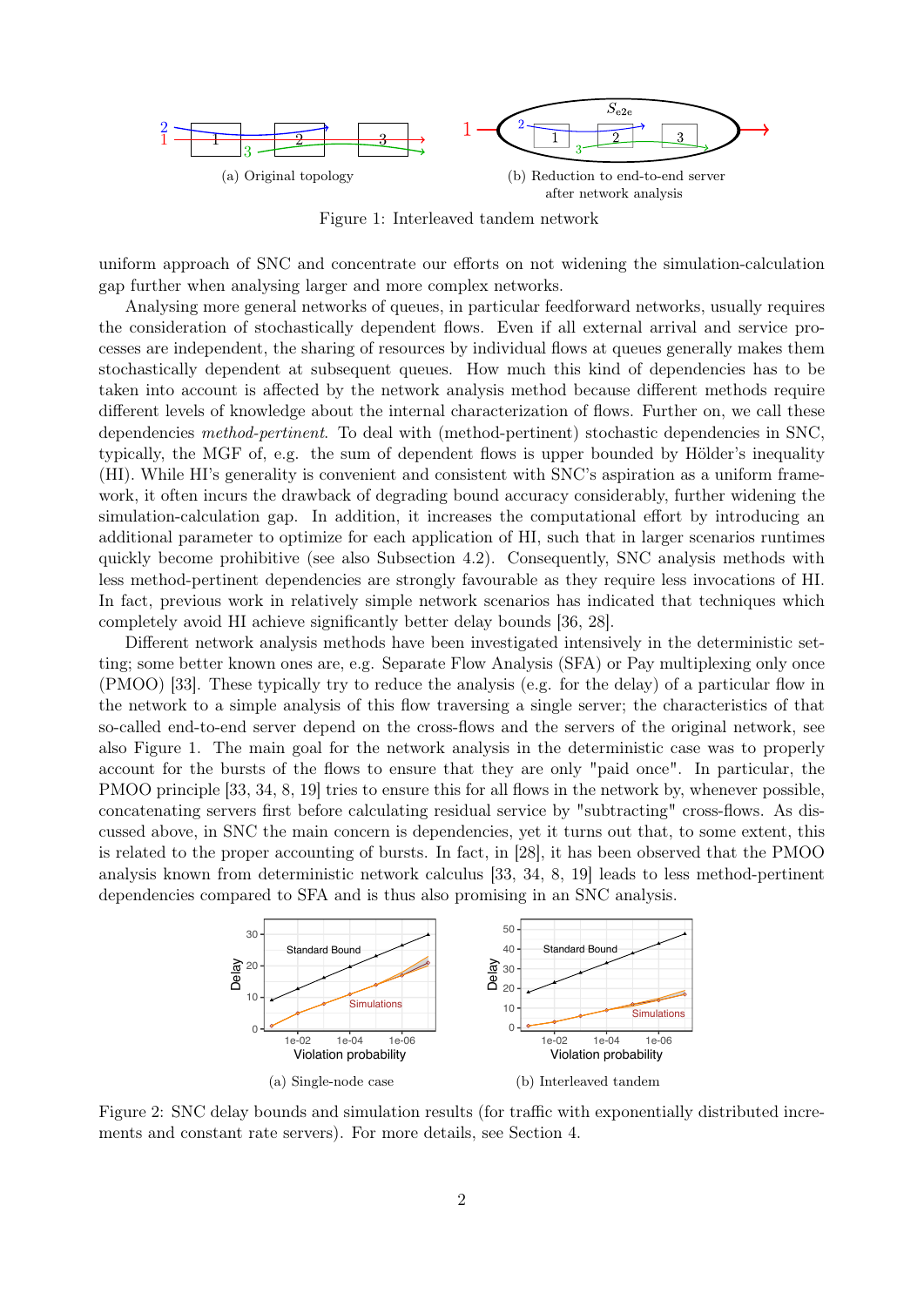(a) Original topology

(b) Reduction to end-to-end server after network analysis

Figure 1: Interleaved tandem network

uniform approach of SNC and concentrate our efforts on not widening the simulation-calculation gap further when analysing larger and more complex networks.

Analysing more general networks of queues, in particular feedforward networks, usually requires the consideration of stochastically dependent flows. Even if all external arrival and service processes are independent, the sharing of resources by individual flows at queues generally makes them stochastically dependent at subsequent queues. How much this kind of dependencies has to be taken into account is affected by the network analysis method because different methods require different levels of knowledge about the internal characterization of flows. Further on, we call these dependencies *method-pertinent*. To deal with (method-pertinent) stochastic dependencies in SNC, typically, the MGF of, e.g. the sum of dependent flows is upper bounded by Hölder's inequality (HI). While HI's generality is convenient and consistent with SNC's aspiration as a uniform framework, it often incurs the drawback of degrading bound accuracy considerably, further widening the simulation-calculation gap. In addition, it increases the computational effort by introducing an additional parameter to optimize for each application of HI, such that in larger scenarios runtimes quickly become prohibitive (see also Subsection 4.2). Consequently, SNC analysis methods with less method-pertinent dependencies are strongly favourable as they require less invocations of HI. In fact, previous work in relatively simple network scenarios has indicated that techniques which completely avoid HI achieve significantly better delay bounds [36, 28].

Different network analysis methods have been investigated intensively in the deterministic setting; some better known ones are, e.g. Separate Flow Analysis (SFA) or Pay multiplexing only once (PMOO) [33]. These typically try to reduce the analysis (e.g. for the delay) of a particular flow in the network to a simple analysis of this flow traversing a single server; the characteristics of that so-called end-to-end server depend on the cross-flows and the servers of the original network, see also Figure 1. The main goal for the network analysis in the deterministic case was to properly account for the bursts of the flows to ensure that they are only "paid once". In particular, the PMOO principle [33, 34, 8, 19] tries to ensure this for all flows in the network by, whenever possible, concatenating servers first before calculating residual service by "subtracting" cross-flows. As discussed above, in SNC the main concern is dependencies, yet it turns out that, to some extent, this is related to the proper accounting of bursts. In fact, in [28], it has been observed that the PMOO analysis known from deterministic network calculus [33, 34, 8, 19] leads to less method-pertinent dependencies compared to SFA and is thus also promising in an SNC analysis.

(a) Single-node case

(b) Interleaved tandem

Figure 2: SNC delay bounds and simulation results (for traffic with exponentially distributed increments and constant rate servers). For more details, see Section 4.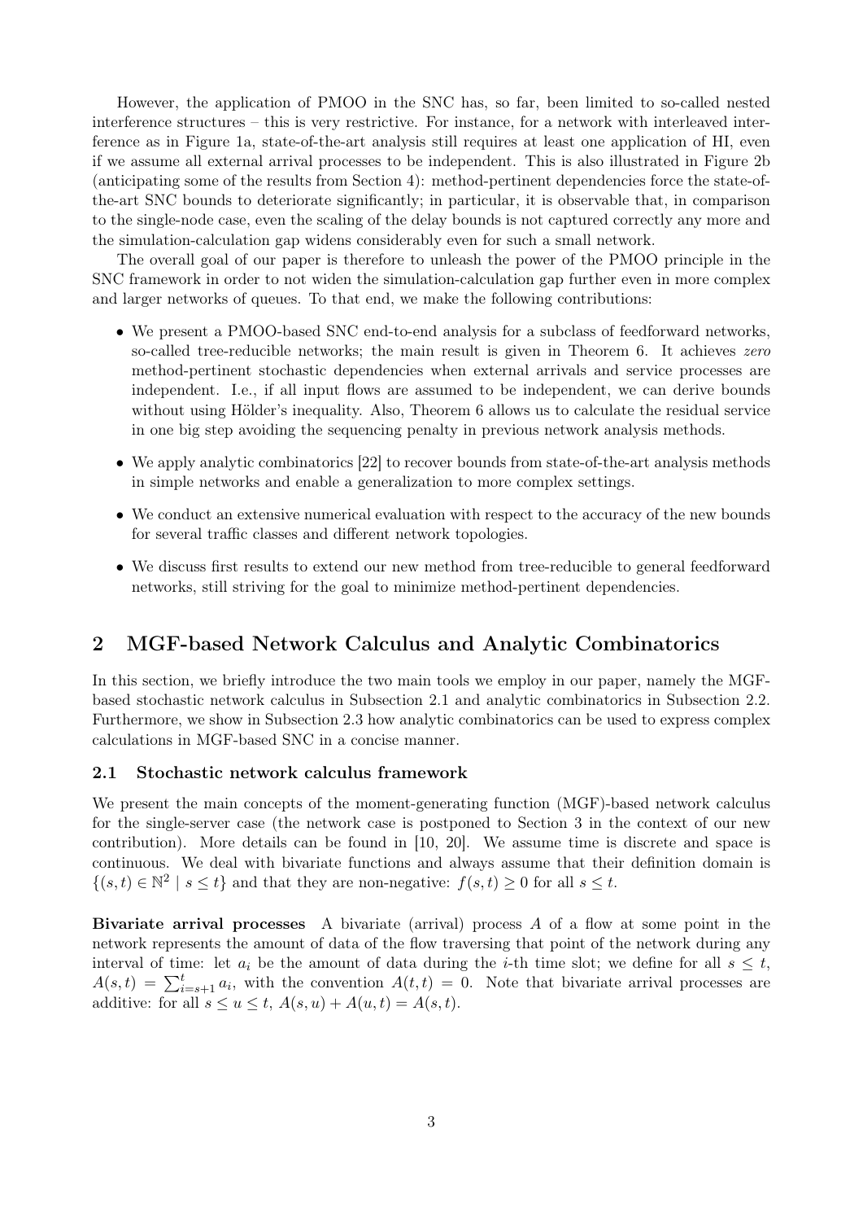However, the application of PMOO in the SNC has, so far, been limited to so-called nested interference structures – this is very restrictive. For instance, for a network with interleaved interference as in Figure 1a, state-of-the-art analysis still requires at least one application of HI, even if we assume all external arrival processes to be independent. This is also illustrated in Figure 2b (anticipating some of the results from Section 4): method-pertinent dependencies force the state-of-the-art SNC bounds to deteriorate significantly; in particular, it is observable that, in comparison to the single-node case, even the scaling of the delay bounds is not captured correctly any more and the simulation-calculation gap widens considerably even for such a small network.

The overall goal of our paper is therefore to unleash the power of the PMOO principle in the SNC framework in order to not widen the simulation-calculation gap further even in more complex and larger networks of queues. To that end, we make the following contributions:

- We present a PMOO-based SNC end-to-end analysis for a subclass of feedforward networks, so-called tree-reducible networks; the main result is given in Theorem 6. It achieves *zero* method-pertinent stochastic dependencies when external arrivals and service processes are independent. I.e., if all input flows are assumed to be independent, we can derive bounds without using Hölder's inequality. Also, Theorem 6 allows us to calculate the residual service in one big step avoiding the sequencing penalty in previous network analysis methods.
- We apply analytic combinatorics [22] to recover bounds from state-of-the-art analysis methods in simple networks and enable a generalization to more complex settings.
- We conduct an extensive numerical evaluation with respect to the accuracy of the new bounds for several traffic classes and different network topologies.
- We discuss first results to extend our new method from tree-reducible to general feedforward networks, still striving for the goal to minimize method-pertinent dependencies.

## 2 MGF-based Network Calculus and Analytic Combinatorics

In this section, we briefly introduce the two main tools we employ in our paper, namely the MGF-based stochastic network calculus in Subsection 2.1 and analytic combinatorics in Subsection 2.2. Furthermore, we show in Subsection 2.3 how analytic combinatorics can be used to express complex calculations in MGF-based SNC in a concise manner.

### 2.1 Stochastic network calculus framework

We present the main concepts of the moment-generating function (MGF)-based network calculus for the single-server case (the network case is postponed to Section 3 in the context of our new contribution). More details can be found in [10, 20]. We assume time is discrete and space is continuous. We deal with bivariate functions and always assume that their definition domain is $\{(s,t) \in \mathbb{N}^2 \mid s \leq t\}$ and that they are non-negative: $f(s,t) \geq 0$ for all $s \leq t$.

**Bivariate arrival processes** A bivariate (arrival) process $A$ of a flow at some point in the network represents the amount of data of the flow traversing that point of the network during any interval of time: let $a_i$ be the amount of data during the $i$-th time slot; we define for all $s \leq t$, $A(s,t) = \sum_{i=s+1}^{t} a_i$, with the convention $A(t,t) = 0$. Note that bivariate arrival processes are additive: for all $s \leq u \leq t$, $A(s,u) + A(u,t) = A(s,t)$.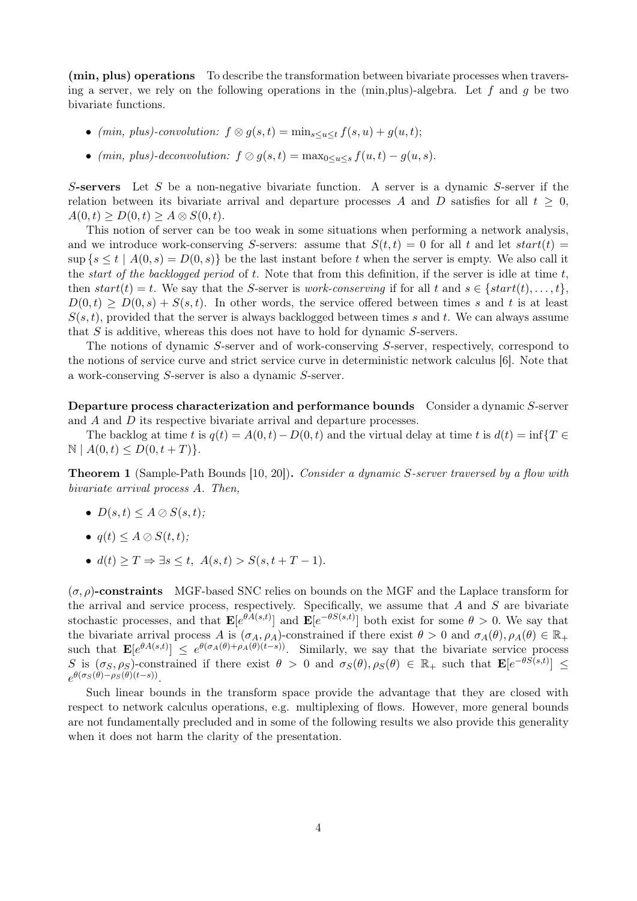**(min, plus) operations** To describe the transformation between bivariate processes when traversing a server, we rely on the following operations in the (min,plus)-algebra. Let $f$ and $g$ be two bivariate functions.

- *(min, plus)-convolution:* $f \otimes g(s,t) = \min_{s \le u \le t} f(s,u) + g(u,t)$;
- *(min, plus)-deconvolution:* $f \oslash g(s,t) = \max_{0 \le u \le s} f(u,t) - g(u,s)$.

**$S$-servers** Let $S$ be a non-negative bivariate function. A server is a dynamic $S$-server if the relation between its bivariate arrival and departure processes $A$ and $D$ satisfies for all $t \ge 0$, $A(0,t) \ge D(0,t) \ge A \otimes S(0,t)$.

This notion of server can be too weak in some situations when performing a network analysis, and we introduce work-conserving $S$-servers: assume that $S(t,t) = 0$ for all $t$ and let $start(t) = \sup\{s \le t \mid A(0,s) = D(0,s)\}$ be the last instant before $t$ when the server is empty. We also call it the *start of the backlogged period* of $t$. Note that from this definition, if the server is idle at time $t$, then $start(t) = t$. We say that the $S$-server is *work-conserving* if for all $t$ and $s \in \{start(t), \dots, t\}$, $D(0,t) \ge D(0,s) + S(s,t)$. In other words, the service offered between times $s$ and $t$ is at least $S(s,t)$, provided that the server is always backlogged between times $s$ and $t$. We can always assume that $S$ is additive, whereas this does not have to hold for dynamic $S$-servers.

The notions of dynamic $S$-server and of work-conserving $S$-server, respectively, correspond to the notions of service curve and strict service curve in deterministic network calculus [6]. Note that a work-conserving $S$-server is also a dynamic $S$-server.

**Departure process characterization and performance bounds** Consider a dynamic $S$-server and $A$ and $D$ its respective bivariate arrival and departure processes.

The backlog at time $t$ is $q(t) = A(0,t) - D(0,t)$ and the virtual delay at time $t$ is $d(t) = \inf\{T \in \mathbb{N} \mid A(0,t) \le D(0,t+T)\}$.

**Theorem 1** (Sample-Path Bounds [10, 20])**.** *Consider a dynamic $S$-server traversed by a flow with bivariate arrival process $A$. Then,*

- $D(s,t) \le A \oslash S(s,t)$*;*
- $q(t) \le A \oslash S(t,t)$*;*
- $d(t) \ge T \Rightarrow \exists s \le t,\ A(s,t) > S(s,t+T-1)$.

**$(\sigma, \rho)$-constraints** MGF-based SNC relies on bounds on the MGF and the Laplace transform for the arrival and service process, respectively. Specifically, we assume that $A$ and $S$ are bivariate stochastic processes, and that $\mathbf{E}[e^{\theta A(s,t)}]$ and $\mathbf{E}[e^{-\theta S(s,t)}]$ both exist for some $\theta > 0$. We say that the bivariate arrival process $A$ is $(\sigma_A, \rho_A)$-constrained if there exist $\theta > 0$ and $\sigma_A(\theta), \rho_A(\theta) \in \mathbb{R}_+$ such that $\mathbf{E}[e^{\theta A(s,t)}] \le e^{\theta(\sigma_A(\theta) + \rho_A(\theta)(t-s))}$. Similarly, we say that the bivariate service process $S$ is $(\sigma_S, \rho_S)$-constrained if there exist $\theta > 0$ and $\sigma_S(\theta), \rho_S(\theta) \in \mathbb{R}_+$ such that $\mathbf{E}[e^{-\theta S(s,t)}] \le e^{\theta(\sigma_S(\theta) - \rho_S(\theta)(t-s))}$.

Such linear bounds in the transform space provide the advantage that they are closed with respect to network calculus operations, e.g. multiplexing of flows. However, more general bounds are not fundamentally precluded and in some of the following results we also provide this generality when it does not harm the clarity of the presentation.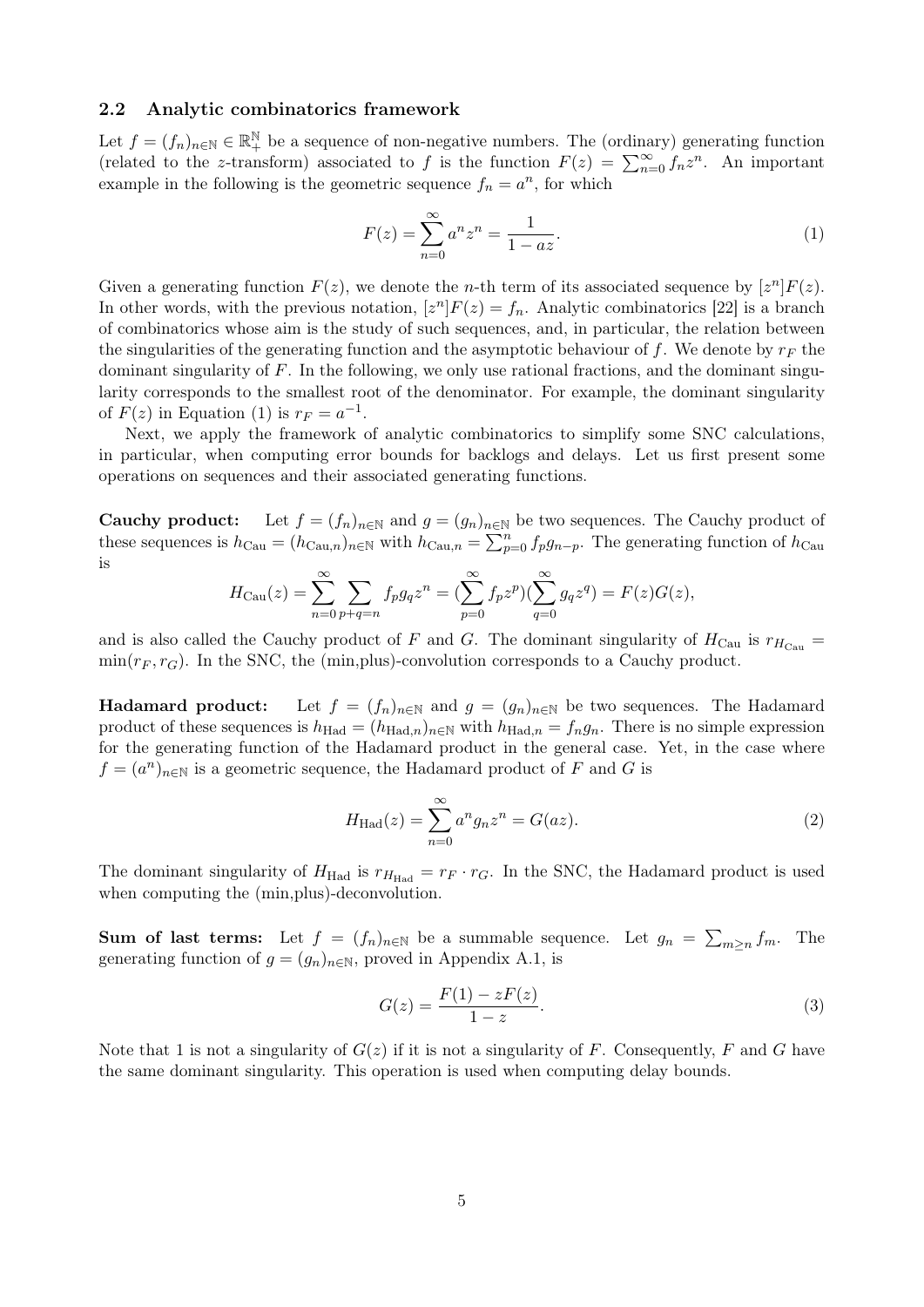### 2.2 Analytic combinatorics framework

Let $f = (f_n)_{n\in\mathbb{N}} \in \mathbb{R}_+^{\mathbb{N}}$ be a sequence of non-negative numbers. The (ordinary) generating function (related to the $z$-transform) associated to $f$ is the function $F(z) = \sum_{n=0}^{\infty} f_n z^n$. An important example in the following is the geometric sequence $f_n = a^n$, for which

$$F(z) = \sum_{n=0}^{\infty} a^n z^n = \frac{1}{1 - az}. \tag{1}$$

Given a generating function $F(z)$, we denote the $n$-th term of its associated sequence by $[z^n]F(z)$. In other words, with the previous notation, $[z^n]F(z) = f_n$. Analytic combinatorics [22] is a branch of combinatorics whose aim is the study of such sequences, and, in particular, the relation between the singularities of the generating function and the asymptotic behaviour of $f$. We denote by $r_F$ the dominant singularity of $F$. In the following, we only use rational fractions, and the dominant singularity corresponds to the smallest root of the denominator. For example, the dominant singularity of $F(z)$ in Equation (1) is $r_F = a^{-1}$.

Next, we apply the framework of analytic combinatorics to simplify some SNC calculations, in particular, when computing error bounds for backlogs and delays. Let us first present some operations on sequences and their associated generating functions.

**Cauchy product:** Let $f = (f_n)_{n\in\mathbb{N}}$ and $g = (g_n)_{n\in\mathbb{N}}$ be two sequences. The Cauchy product of these sequences is $h_{\text{Cau}} = (h_{\text{Cau},n})_{n\in\mathbb{N}}$ with $h_{\text{Cau},n} = \sum_{p=0}^{n} f_p g_{n-p}$. The generating function of $h_{\text{Cau}}$ is

$$H_{\text{Cau}}(z) = \sum_{n=0}^{\infty} \sum_{p+q=n} f_p g_q z^n = \Big(\sum_{p=0}^{\infty} f_p z^p\Big)\Big(\sum_{q=0}^{\infty} g_q z^q\Big) = F(z)G(z),$$

and is also called the Cauchy product of $F$ and $G$. The dominant singularity of $H_{\text{Cau}}$ is $r_{H_{\text{Cau}}} = \min(r_F, r_G)$. In the SNC, the (min,plus)-convolution corresponds to a Cauchy product.

**Hadamard product:** Let $f = (f_n)_{n\in\mathbb{N}}$ and $g = (g_n)_{n\in\mathbb{N}}$ be two sequences. The Hadamard product of these sequences is $h_{\text{Had}} = (h_{\text{Had},n})_{n\in\mathbb{N}}$ with $h_{\text{Had},n} = f_n g_n$. There is no simple expression for the generating function of the Hadamard product in the general case. Yet, in the case where $f = (a^n)_{n\in\mathbb{N}}$ is a geometric sequence, the Hadamard product of $F$ and $G$ is

$$H_{\text{Had}}(z) = \sum_{n=0}^{\infty} a^n g_n z^n = G(az). \tag{2}$$

The dominant singularity of $H_{\text{Had}}$ is $r_{H_{\text{Had}}} = r_F \cdot r_G$. In the SNC, the Hadamard product is used when computing the (min,plus)-deconvolution.

**Sum of last terms:** Let $f = (f_n)_{n\in\mathbb{N}}$ be a summable sequence. Let $g_n = \sum_{m\geq n} f_m$. The generating function of $g = (g_n)_{n\in\mathbb{N}}$, proved in Appendix A.1, is

$$G(z) = \frac{F(1) - zF(z)}{1 - z}. \tag{3}$$

Note that 1 is not a singularity of $G(z)$ if it is not a singularity of $F$. Consequently, $F$ and $G$ have the same dominant singularity. This operation is used when computing delay bounds.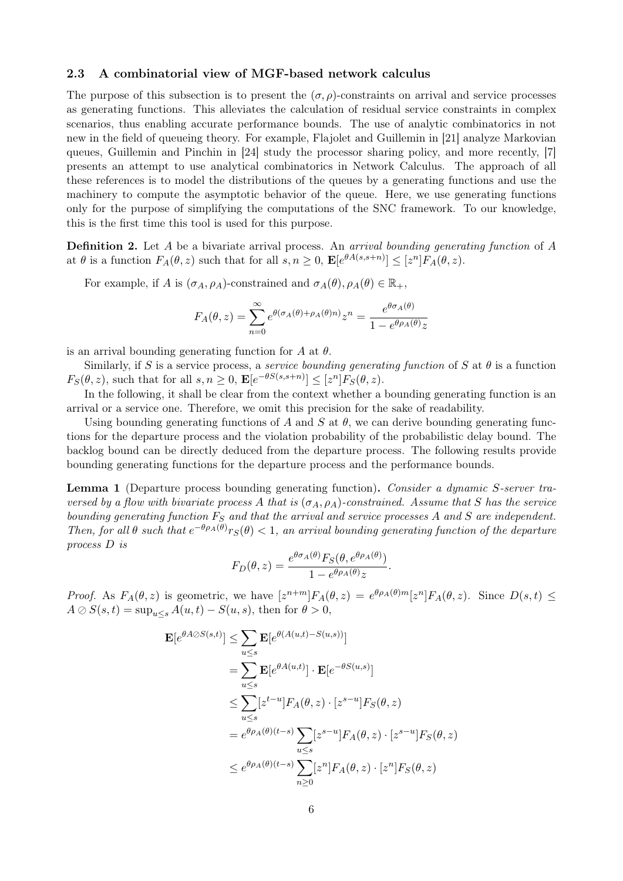### 2.3 A combinatorial view of MGF-based network calculus

The purpose of this subsection is to present the $(\sigma, \rho)$-constraints on arrival and service processes as generating functions. This alleviates the calculation of residual service constraints in complex scenarios, thus enabling accurate performance bounds. The use of analytic combinatorics in not new in the field of queueing theory. For example, Flajolet and Guillemin in [21] analyze Markovian queues, Guillemin and Pinchin in [24] study the processor sharing policy, and more recently, [7] presents an attempt to use analytical combinatorics in Network Calculus. The approach of all these references is to model the distributions of the queues by a generating functions and use the machinery to compute the asymptotic behavior of the queue. Here, we use generating functions only for the purpose of simplifying the computations of the SNC framework. To our knowledge, this is the first time this tool is used for this purpose.

**Definition 2.** Let $A$ be a bivariate arrival process. An *arrival bounding generating function* of $A$ at $\theta$ is a function $F_A(\theta, z)$ such that for all $s, n \geq 0$, $\mathbf{E}[e^{\theta A(s,s+n)}] \leq [z^n]F_A(\theta, z)$.

For example, if $A$ is $(\sigma_A, \rho_A)$-constrained and $\sigma_A(\theta), \rho_A(\theta) \in \mathbb{R}_+$,

$$F_A(\theta, z) = \sum_{n=0}^{\infty} e^{\theta(\sigma_A(\theta)+\rho_A(\theta)n)} z^n = \frac{e^{\theta\sigma_A(\theta)}}{1 - e^{\theta\rho_A(\theta)}z}$$

is an arrival bounding generating function for $A$ at $\theta$.

Similarly, if $S$ is a service process, a *service bounding generating function* of $S$ at $\theta$ is a function $F_S(\theta, z)$, such that for all $s, n \geq 0$, $\mathbf{E}[e^{-\theta S(s,s+n)}] \leq [z^n]F_S(\theta, z)$.

In the following, it shall be clear from the context whether a bounding generating function is an arrival or a service one. Therefore, we omit this precision for the sake of readability.

Using bounding generating functions of $A$ and $S$ at $\theta$, we can derive bounding generating functions for the departure process and the violation probability of the probabilistic delay bound. The backlog bound can be directly deduced from the departure process. The following results provide bounding generating functions for the departure process and the performance bounds.

**Lemma 1** (Departure process bounding generating function)**.** *Consider a dynamic $S$-server traversed by a flow with bivariate process $A$ that is $(\sigma_A, \rho_A)$-constrained. Assume that $S$ has the service bounding generating function $F_S$ and that the arrival and service processes $A$ and $S$ are independent. Then, for all $\theta$ such that $e^{-\theta\rho_A(\theta)}r_S(\theta) < 1$, an arrival bounding generating function of the departure process $D$ is*

$$F_D(\theta, z) = \frac{e^{\theta\sigma_A(\theta)} F_S(\theta, e^{\theta\rho_A(\theta)})}{1 - e^{\theta\rho_A(\theta)}z}.$$

*Proof.* As $F_A(\theta, z)$ is geometric, we have $[z^{n+m}]F_A(\theta, z) = e^{\theta\rho_A(\theta)m}[z^n]F_A(\theta, z)$. Since $D(s,t) \leq A \oslash S(s,t) = \sup_{u \leq s} A(u,t) - S(u,s)$, then for $\theta > 0$,

$$\begin{aligned}
\mathbf{E}[e^{\theta A \oslash S(s,t)}] &\leq \sum_{u \leq s} \mathbf{E}[e^{\theta(A(u,t) - S(u,s))}] \\
&= \sum_{u \leq s} \mathbf{E}[e^{\theta A(u,t)}] \cdot \mathbf{E}[e^{-\theta S(u,s)}] \\
&\leq \sum_{u \leq s} [z^{t-u}]F_A(\theta, z) \cdot [z^{s-u}]F_S(\theta, z) \\
&= e^{\theta\rho_A(\theta)(t-s)} \sum_{u \leq s} [z^{s-u}]F_A(\theta, z) \cdot [z^{s-u}]F_S(\theta, z) \\
&\leq e^{\theta\rho_A(\theta)(t-s)} \sum_{n \geq 0} [z^n]F_A(\theta, z) \cdot [z^n]F_S(\theta, z)
\end{aligned}$$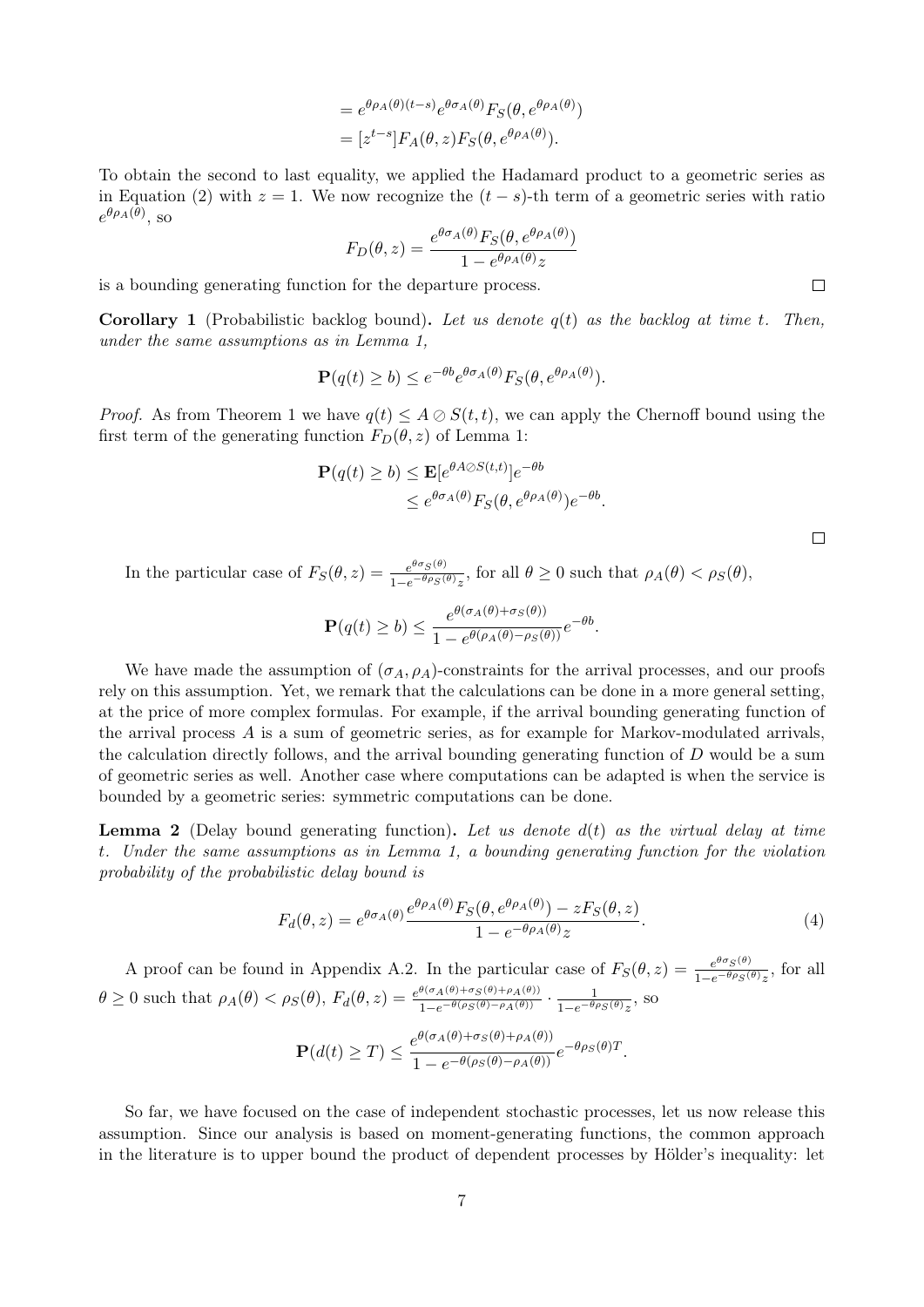$$
\begin{aligned}
&= e^{\theta\rho_A(\theta)(t-s)} e^{\theta\sigma_A(\theta)} F_S(\theta, e^{\theta\rho_A(\theta)}) \\
&= [z^{t-s}] F_A(\theta, z) F_S(\theta, e^{\theta\rho_A(\theta)}).
\end{aligned}
$$

To obtain the second to last equality, we applied the Hadamard product to a geometric series as in Equation (2) with $z = 1$. We now recognize the $(t-s)$-th term of a geometric series with ratio $e^{\theta\rho_A(\theta)}$, so

$$
F_D(\theta, z) = \frac{e^{\theta\sigma_A(\theta)} F_S(\theta, e^{\theta\rho_A(\theta)})}{1 - e^{\theta\rho_A(\theta)} z}
$$

is a bounding generating function for the departure process. □

**Corollary 1** (Probabilistic backlog bound)**.** *Let us denote $q(t)$ as the backlog at time $t$. Then, under the same assumptions as in Lemma 1,*

$$
\mathbf{P}(q(t) \geq b) \leq e^{-\theta b} e^{\theta\sigma_A(\theta)} F_S(\theta, e^{\theta\rho_A(\theta)}).
$$

*Proof.* As from Theorem 1 we have $q(t) \leq A \oslash S(t,t)$, we can apply the Chernoff bound using the first term of the generating function $F_D(\theta, z)$ of Lemma 1:

$$
\begin{aligned}
\mathbf{P}(q(t) \geq b) &\leq \mathbf{E}[e^{\theta A \oslash S(t,t)}] e^{-\theta b} \\
&\leq e^{\theta\sigma_A(\theta)} F_S(\theta, e^{\theta\rho_A(\theta)}) e^{-\theta b}.
\end{aligned}
$$

□

In the particular case of $F_S(\theta, z) = \frac{e^{\theta\sigma_S(\theta)}}{1 - e^{-\theta\rho_S(\theta)} z}$, for all $\theta \geq 0$ such that $\rho_A(\theta) < \rho_S(\theta)$,

$$
\mathbf{P}(q(t) \geq b) \leq \frac{e^{\theta(\sigma_A(\theta) + \sigma_S(\theta))}}{1 - e^{\theta(\rho_A(\theta) - \rho_S(\theta))}} e^{-\theta b}.
$$

We have made the assumption of $(\sigma_A, \rho_A)$-constraints for the arrival processes, and our proofs rely on this assumption. Yet, we remark that the calculations can be done in a more general setting, at the price of more complex formulas. For example, if the arrival bounding generating function of the arrival process $A$ is a sum of geometric series, as for example for Markov-modulated arrivals, the calculation directly follows, and the arrival bounding generating function of $D$ would be a sum of geometric series as well. Another case where computations can be adapted is when the service is bounded by a geometric series: symmetric computations can be done.

**Lemma 2** (Delay bound generating function)**.** *Let us denote $d(t)$ as the virtual delay at time $t$. Under the same assumptions as in Lemma 1, a bounding generating function for the violation probability of the probabilistic delay bound is*

$$
F_d(\theta, z) = e^{\theta\sigma_A(\theta)} \frac{e^{\theta\rho_A(\theta)} F_S(\theta, e^{\theta\rho_A(\theta)}) - z F_S(\theta, z)}{1 - e^{-\theta\rho_A(\theta)} z}. \tag{4}
$$

A proof can be found in Appendix A.2. In the particular case of $F_S(\theta, z) = \frac{e^{\theta\sigma_S(\theta)}}{1 - e^{-\theta\rho_S(\theta)} z}$, for all $\theta \geq 0$ such that $\rho_A(\theta) < \rho_S(\theta)$, $F_d(\theta, z) = \frac{e^{\theta(\sigma_A(\theta) + \sigma_S(\theta) + \rho_A(\theta))}}{1 - e^{-\theta(\rho_S(\theta) - \rho_A(\theta))}} \cdot \frac{1}{1 - e^{-\theta\rho_S(\theta)} z}$, so

$$
\mathbf{P}(d(t) \geq T) \leq \frac{e^{\theta(\sigma_A(\theta) + \sigma_S(\theta) + \rho_A(\theta))}}{1 - e^{-\theta(\rho_S(\theta) - \rho_A(\theta))}} e^{-\theta\rho_S(\theta) T}.
$$

So far, we have focused on the case of independent stochastic processes, let us now release this assumption. Since our analysis is based on moment-generating functions, the common approach in the literature is to upper bound the product of dependent processes by Hölder's inequality: let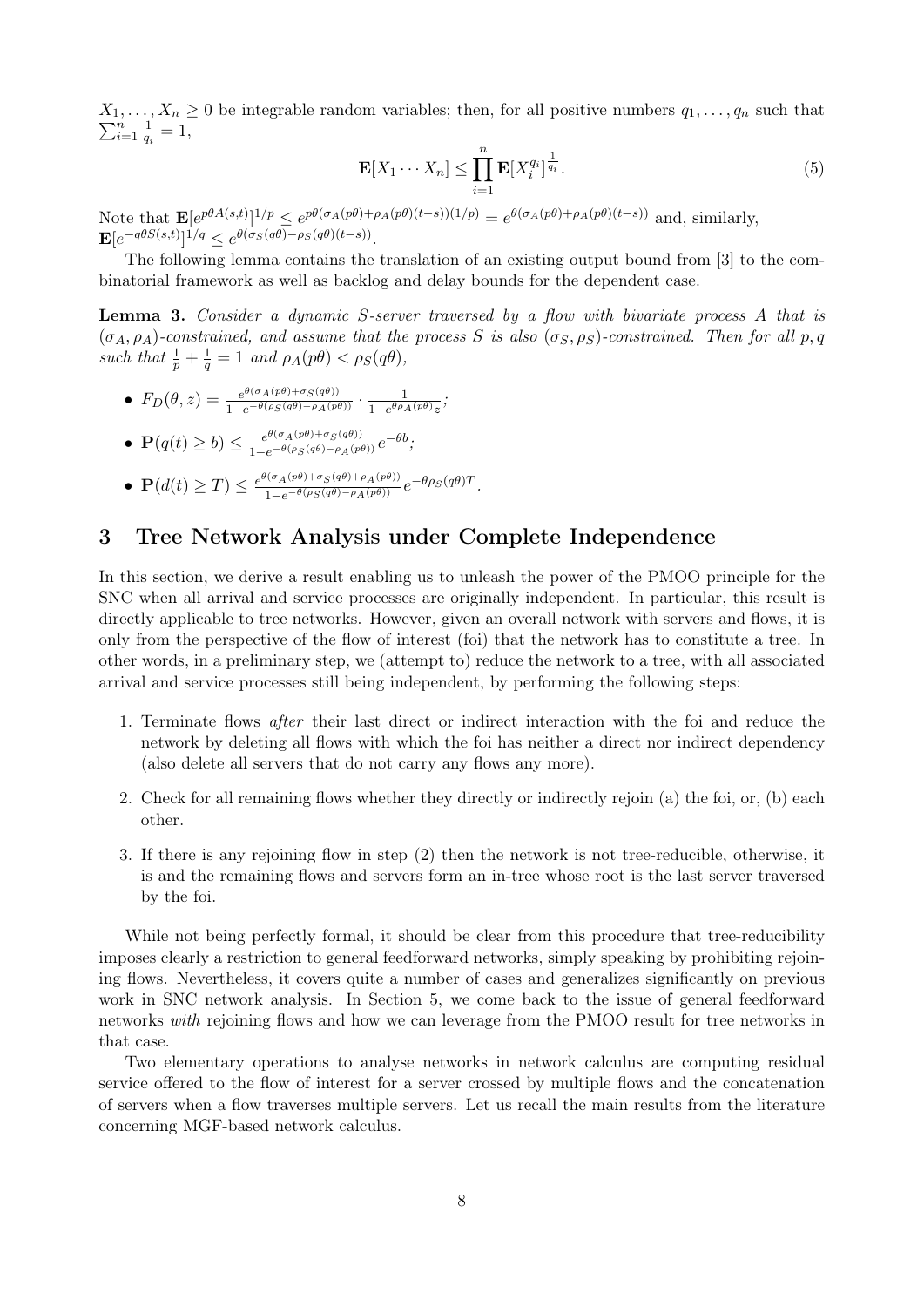$X_1, \ldots, X_n \geq 0$ be integrable random variables; then, for all positive numbers $q_1, \ldots, q_n$ such that $\sum_{i=1}^n \frac{1}{q_i} = 1$,

$$\mathbf{E}[X_1 \cdots X_n] \leq \prod_{i=1}^n \mathbf{E}[X_i^{q_i}]^{\frac{1}{q_i}}. \tag{5}$$

Note that $\mathbf{E}[e^{p\theta A(s,t)}]^{1/p} \leq e^{p\theta(\sigma_A(p\theta)+\rho_A(p\theta)(t-s))(1/p)} = e^{\theta(\sigma_A(p\theta)+\rho_A(p\theta)(t-s))}$ and, similarly, $\mathbf{E}[e^{-q\theta S(s,t)}]^{1/q} \leq e^{\theta(\sigma_S(q\theta)-\rho_S(q\theta)(t-s))}$.

The following lemma contains the translation of an existing output bound from [3] to the combinatorial framework as well as backlog and delay bounds for the dependent case.

**Lemma 3.** *Consider a dynamic S-server traversed by a flow with bivariate process A that is $(\sigma_A, \rho_A)$-constrained, and assume that the process S is also $(\sigma_S, \rho_S)$-constrained. Then for all $p, q$ such that $\frac{1}{p} + \frac{1}{q} = 1$ and $\rho_A(p\theta) < \rho_S(q\theta)$,*

- $F_D(\theta, z) = \frac{e^{\theta(\sigma_A(p\theta)+\sigma_S(q\theta))}}{1-e^{-\theta(\rho_S(q\theta)-\rho_A(p\theta))}} \cdot \frac{1}{1-e^{\theta\rho_A(p\theta)}z}$;
- $\mathbf{P}(q(t) \geq b) \leq \frac{e^{\theta(\sigma_A(p\theta)+\sigma_S(q\theta))}}{1-e^{-\theta(\rho_S(q\theta)-\rho_A(p\theta))}} e^{-\theta b}$;
- $\mathbf{P}(d(t) \geq T) \leq \frac{e^{\theta(\sigma_A(p\theta)+\sigma_S(q\theta)+\rho_A(p\theta))}}{1-e^{-\theta(\rho_S(q\theta)-\rho_A(p\theta))}} e^{-\theta\rho_S(q\theta)T}$.

# 3 Tree Network Analysis under Complete Independence

In this section, we derive a result enabling us to unleash the power of the PMOO principle for the SNC when all arrival and service processes are originally independent. In particular, this result is directly applicable to tree networks. However, given an overall network with servers and flows, it is only from the perspective of the flow of interest (foi) that the network has to constitute a tree. In other words, in a preliminary step, we (attempt to) reduce the network to a tree, with all associated arrival and service processes still being independent, by performing the following steps:

1. Terminate flows *after* their last direct or indirect interaction with the foi and reduce the network by deleting all flows with which the foi has neither a direct nor indirect dependency (also delete all servers that do not carry any flows any more).
2. Check for all remaining flows whether they directly or indirectly rejoin (a) the foi, or, (b) each other.
3. If there is any rejoining flow in step (2) then the network is not tree-reducible, otherwise, it is and the remaining flows and servers form an in-tree whose root is the last server traversed by the foi.

While not being perfectly formal, it should be clear from this procedure that tree-reducibility imposes clearly a restriction to general feedforward networks, simply speaking by prohibiting rejoining flows. Nevertheless, it covers quite a number of cases and generalizes significantly on previous work in SNC network analysis. In Section 5, we come back to the issue of general feedforward networks *with* rejoining flows and how we can leverage from the PMOO result for tree networks in that case.

Two elementary operations to analyse networks in network calculus are computing residual service offered to the flow of interest for a server crossed by multiple flows and the concatenation of servers when a flow traverses multiple servers. Let us recall the main results from the literature concerning MGF-based network calculus.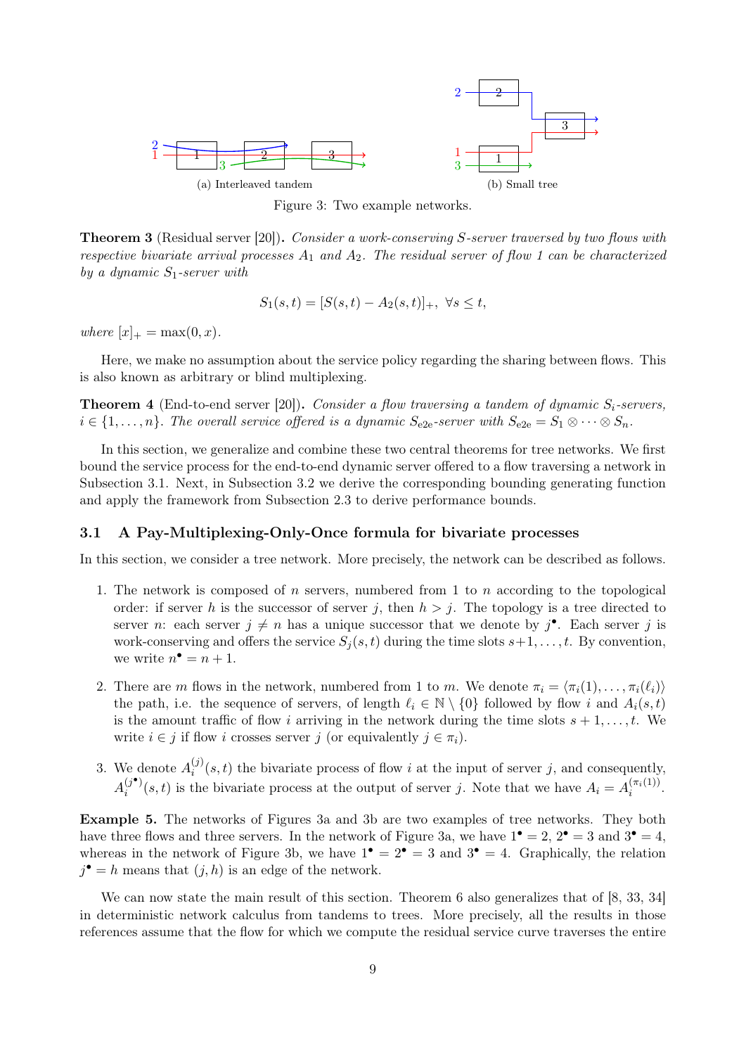(a) Interleaved tandem

(b) Small tree

Figure 3: Two example networks.

**Theorem 3** (Residual server [20]). *Consider a work-conserving $S$-server traversed by two flows with respective bivariate arrival processes $A_1$ and $A_2$. The residual server of flow 1 can be characterized by a dynamic $S_1$-server with*

$$S_1(s,t) = [S(s,t) - A_2(s,t)]_+, \ \forall s \le t,$$

*where $[x]_+ = \max(0, x)$.*

Here, we make no assumption about the service policy regarding the sharing between flows. This is also known as arbitrary or blind multiplexing.

**Theorem 4** (End-to-end server [20]). *Consider a flow traversing a tandem of dynamic $S_i$-servers, $i \in \{1, \dots, n\}$. The overall service offered is a dynamic $S_{\text{e2e}}$-server with $S_{\text{e2e}} = S_1 \otimes \cdots \otimes S_n$.*

In this section, we generalize and combine these two central theorems for tree networks. We first bound the service process for the end-to-end dynamic server offered to a flow traversing a network in Subsection 3.1. Next, in Subsection 3.2 we derive the corresponding bounding generating function and apply the framework from Subsection 2.3 to derive performance bounds.

### 3.1 A Pay-Multiplexing-Only-Once formula for bivariate processes

In this section, we consider a tree network. More precisely, the network can be described as follows.

1. The network is composed of $n$ servers, numbered from 1 to $n$ according to the topological order: if server $h$ is the successor of server $j$, then $h > j$. The topology is a tree directed to server $n$: each server $j \neq n$ has a unique successor that we denote by $j^\bullet$. Each server $j$ is work-conserving and offers the service $S_j(s,t)$ during the time slots $s+1, \dots, t$. By convention, we write $n^\bullet = n + 1$.
2. There are $m$ flows in the network, numbered from 1 to $m$. We denote $\pi_i = \langle \pi_i(1), \dots, \pi_i(\ell_i) \rangle$ the path, i.e. the sequence of servers, of length $\ell_i \in \mathbb{N} \setminus \{0\}$ followed by flow $i$ and $A_i(s,t)$ is the amount traffic of flow $i$ arriving in the network during the time slots $s+1, \dots, t$. We write $i \in j$ if flow $i$ crosses server $j$ (or equivalently $j \in \pi_i$).
3. We denote $A_i^{(j)}(s,t)$ the bivariate process of flow $i$ at the input of server $j$, and consequently, $A_i^{(j^\bullet)}(s,t)$ is the bivariate process at the output of server $j$. Note that we have $A_i = A_i^{(\pi_i(1))}$.

**Example 5.** The networks of Figures 3a and 3b are two examples of tree networks. They both have three flows and three servers. In the network of Figure 3a, we have $1^\bullet = 2$, $2^\bullet = 3$ and $3^\bullet = 4$, whereas in the network of Figure 3b, we have $1^\bullet = 2^\bullet = 3$ and $3^\bullet = 4$. Graphically, the relation $j^\bullet = h$ means that $(j, h)$ is an edge of the network.

We can now state the main result of this section. Theorem 6 also generalizes that of [8, 33, 34] in deterministic network calculus from tandems to trees. More precisely, all the results in those references assume that the flow for which we compute the residual service curve traverses the entire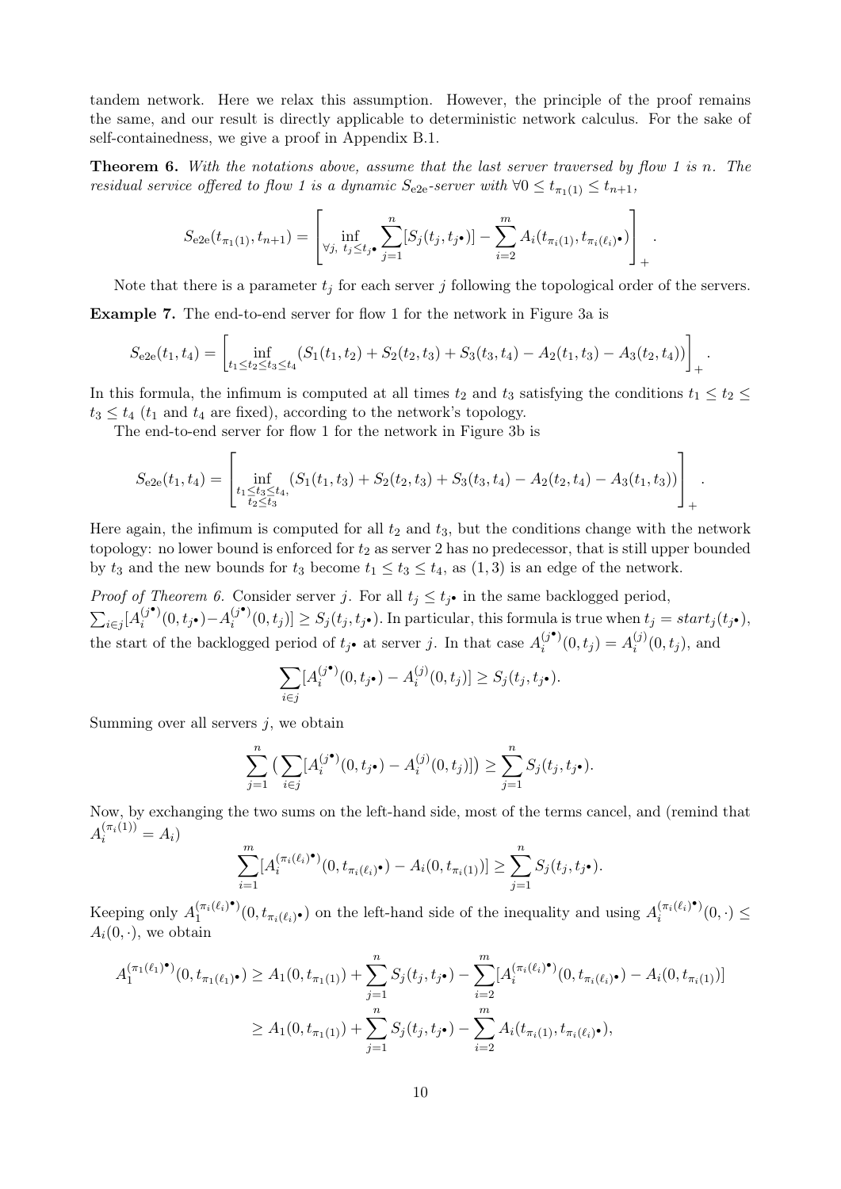tandem network. Here we relax this assumption. However, the principle of the proof remains the same, and our result is directly applicable to deterministic network calculus. For the sake of self-containedness, we give a proof in Appendix B.1.

**Theorem 6.** *With the notations above, assume that the last server traversed by flow 1 is n. The residual service offered to flow 1 is a dynamic $S_{\mathrm{e2e}}$-server with $\forall 0 \le t_{\pi_1(1)} \le t_{n+1}$,*

$$S_{\mathrm{e2e}}(t_{\pi_1(1)}, t_{n+1}) = \left[ \inf_{\forall j,\ t_j \le t_{j^\bullet}} \sum_{j=1}^{n} [S_j(t_j, t_{j^\bullet})] - \sum_{i=2}^{m} A_i(t_{\pi_i(1)}, t_{\pi_i(\ell_i)^\bullet}) \right]_+ .$$

Note that there is a parameter $t_j$ for each server $j$ following the topological order of the servers.

**Example 7.** The end-to-end server for flow 1 for the network in Figure 3a is

$$S_{\mathrm{e2e}}(t_1, t_4) = \left[ \inf_{t_1 \le t_2 \le t_3 \le t_4} (S_1(t_1, t_2) + S_2(t_2, t_3) + S_3(t_3, t_4) - A_2(t_1, t_3) - A_3(t_2, t_4)) \right]_+ .$$

In this formula, the infimum is computed at all times $t_2$ and $t_3$ satisfying the conditions $t_1 \le t_2 \le t_3 \le t_4$ ($t_1$ and $t_4$ are fixed), according to the network's topology.

The end-to-end server for flow 1 for the network in Figure 3b is

$$S_{\mathrm{e2e}}(t_1, t_4) = \left[ \inf_{\substack{t_1 \le t_3 \le t_4, \\ t_2 \le t_3}} (S_1(t_1, t_3) + S_2(t_2, t_3) + S_3(t_3, t_4) - A_2(t_2, t_4) - A_3(t_1, t_3)) \right]_+ .$$

Here again, the infimum is computed for all $t_2$ and $t_3$, but the conditions change with the network topology: no lower bound is enforced for $t_2$ as server 2 has no predecessor, that is still upper bounded by $t_3$ and the new bounds for $t_3$ become $t_1 \le t_3 \le t_4$, as $(1, 3)$ is an edge of the network.

*Proof of Theorem 6.* Consider server $j$. For all $t_j \le t_{j^\bullet}$ in the same backlogged period, $\sum_{i \in j} [A_i^{(j^\bullet)}(0, t_{j^\bullet}) - A_i^{(j^\bullet)}(0, t_j)] \ge S_j(t_j, t_{j^\bullet})$. In particular, this formula is true when $t_j = start_j(t_{j^\bullet})$, the start of the backlogged period of $t_{j^\bullet}$ at server $j$. In that case $A_i^{(j^\bullet)}(0, t_j) = A_i^{(j)}(0, t_j)$, and

$$\sum_{i \in j} [A_i^{(j^\bullet)}(0, t_{j^\bullet}) - A_i^{(j)}(0, t_j)] \ge S_j(t_j, t_{j^\bullet}).$$

Summing over all servers $j$, we obtain

$$\sum_{j=1}^{n} \big( \sum_{i \in j} [A_i^{(j^\bullet)}(0, t_{j^\bullet}) - A_i^{(j)}(0, t_j)] \big) \ge \sum_{j=1}^{n} S_j(t_j, t_{j^\bullet}).$$

Now, by exchanging the two sums on the left-hand side, most of the terms cancel, and (remind that $A_i^{(\pi_i(1))} = A_i$)

$$\sum_{i=1}^{m} [A_i^{(\pi_i(\ell_i)^\bullet)}(0, t_{\pi_i(\ell_i)^\bullet}) - A_i(0, t_{\pi_i(1)})] \ge \sum_{j=1}^{n} S_j(t_j, t_{j^\bullet}).$$

Keeping only $A_1^{(\pi_i(\ell_i)^\bullet)}(0, t_{\pi_i(\ell_i)^\bullet})$ on the left-hand side of the inequality and using $A_i^{(\pi_i(\ell_i)^\bullet)}(0, \cdot) \le A_i(0, \cdot)$, we obtain

$$\begin{aligned}
A_1^{(\pi_1(\ell_1)^\bullet)}(0, t_{\pi_1(\ell_1)^\bullet}) &\ge A_1(0, t_{\pi_1(1)}) + \sum_{j=1}^{n} S_j(t_j, t_{j^\bullet}) - \sum_{i=2}^{m} [A_i^{(\pi_i(\ell_i)^\bullet)}(0, t_{\pi_i(\ell_i)^\bullet}) - A_i(0, t_{\pi_i(1)})] \\
&\ge A_1(0, t_{\pi_1(1)}) + \sum_{j=1}^{n} S_j(t_j, t_{j^\bullet}) - \sum_{i=2}^{m} A_i(t_{\pi_i(1)}, t_{\pi_i(\ell_i)^\bullet}),
\end{aligned}$$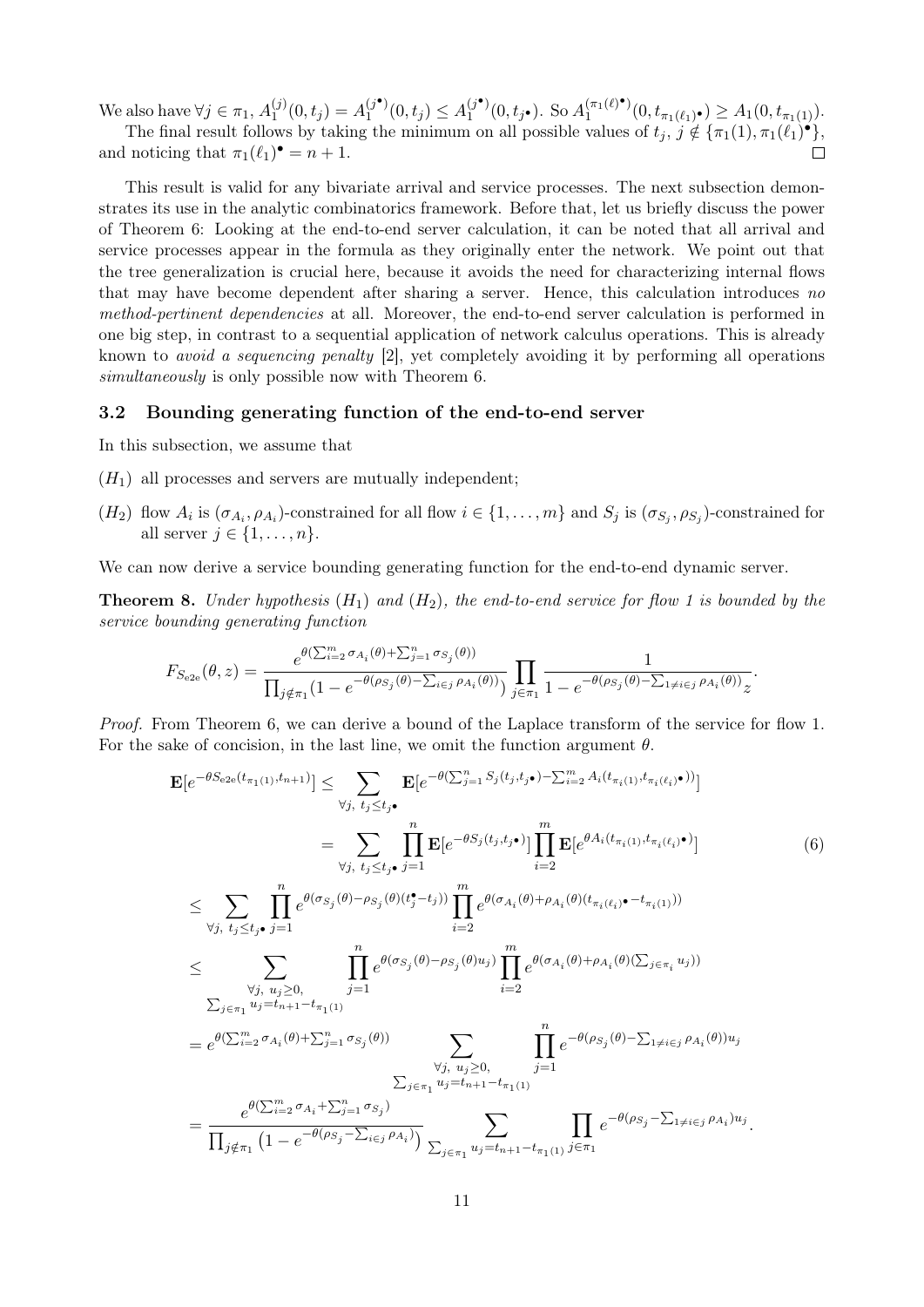We also have $\forall j \in \pi_1$, $A_1^{(j)}(0, t_j) = A_1^{(j^\bullet)}(0, t_j) \leq A_1^{(j^\bullet)}(0, t_{j^\bullet})$. So $A_1^{(\pi_1(\ell)^\bullet)}(0, t_{\pi_1(\ell_1)^\bullet}) \geq A_1(0, t_{\pi_1(1)})$.

The final result follows by taking the minimum on all possible values of $t_j$, $j \notin \{\pi_1(1), \pi_1(\ell_1)^\bullet\}$, and noticing that $\pi_1(\ell_1)^\bullet = n+1$. □

This result is valid for any bivariate arrival and service processes. The next subsection demonstrates its use in the analytic combinatorics framework. Before that, let us briefly discuss the power of Theorem 6: Looking at the end-to-end server calculation, it can be noted that all arrival and service processes appear in the formula as they originally enter the network. We point out that the tree generalization is crucial here, because it avoids the need for characterizing internal flows that may have become dependent after sharing a server. Hence, this calculation introduces *no method-pertinent dependencies* at all. Moreover, the end-to-end server calculation is performed in one big step, in contrast to a sequential application of network calculus operations. This is already known to *avoid a sequencing penalty* [2], yet completely avoiding it by performing all operations *simultaneously* is only possible now with Theorem 6.

### 3.2 Bounding generating function of the end-to-end server

In this subsection, we assume that

- $(H_1)$ all processes and servers are mutually independent;
- $(H_2)$ flow $A_i$ is $(\sigma_{A_i}, \rho_{A_i})$-constrained for all flow $i \in \{1, \dots, m\}$ and $S_j$ is $(\sigma_{S_j}, \rho_{S_j})$-constrained for all server $j \in \{1, \dots, n\}$.

We can now derive a service bounding generating function for the end-to-end dynamic server.

**Theorem 8.** *Under hypothesis $(H_1)$ and $(H_2)$, the end-to-end service for flow 1 is bounded by the service bounding generating function*

$$F_{S_{\mathrm{e2e}}}(\theta, z) = \frac{e^{\theta(\sum_{i=2}^m \sigma_{A_i}(\theta) + \sum_{j=1}^n \sigma_{S_j}(\theta))}}{\prod_{j \notin \pi_1}(1 - e^{-\theta(\rho_{S_j}(\theta) - \sum_{i \in j} \rho_{A_i}(\theta))})} \prod_{j \in \pi_1} \frac{1}{1 - e^{-\theta(\rho_{S_j}(\theta) - \sum_{1 \neq i \in j} \rho_{A_i}(\theta))} z}.$$

*Proof.* From Theorem 6, we can derive a bound of the Laplace transform of the service for flow 1. For the sake of concision, in the last line, we omit the function argument $\theta$.

$$\begin{aligned}
\mathbf{E}[e^{-\theta S_{\mathrm{e2e}}(t_{\pi_1(1)}, t_{n+1})}] &\leq \sum_{\forall j,\ t_j \leq t_{j^\bullet}} \mathbf{E}[e^{-\theta(\sum_{j=1}^n S_j(t_j, t_{j^\bullet}) - \sum_{i=2}^m A_i(t_{\pi_i(1)}, t_{\pi_i(\ell_i)^\bullet}))}] \\
&= \sum_{\forall j,\ t_j \leq t_{j^\bullet}} \prod_{j=1}^n \mathbf{E}[e^{-\theta S_j(t_j, t_{j^\bullet})}] \prod_{i=2}^m \mathbf{E}[e^{\theta A_i(t_{\pi_i(1)}, t_{\pi_i(\ell_i)^\bullet})}] \qquad (6) \\
&\leq \sum_{\forall j,\ t_j \leq t_{j^\bullet}} \prod_{j=1}^n e^{\theta(\sigma_{S_j}(\theta) - \rho_{S_j}(\theta)(t_j^\bullet - t_j))} \prod_{i=2}^m e^{\theta(\sigma_{A_i}(\theta) + \rho_{A_i}(\theta)(t_{\pi_i(\ell_i)^\bullet} - t_{\pi_i(1)}))} \\
&\leq \sum_{\substack{\forall j,\ u_j \geq 0, \\ \sum_{j \in \pi_1} u_j = t_{n+1} - t_{\pi_1(1)}}} \prod_{j=1}^n e^{\theta(\sigma_{S_j}(\theta) - \rho_{S_j}(\theta) u_j)} \prod_{i=2}^m e^{\theta(\sigma_{A_i}(\theta) + \rho_{A_i}(\theta)(\sum_{j \in \pi_i} u_j))} \\
&= e^{\theta(\sum_{i=2}^m \sigma_{A_i}(\theta) + \sum_{j=1}^n \sigma_{S_j}(\theta))} \sum_{\substack{\forall j,\ u_j \geq 0, \\ \sum_{j \in \pi_1} u_j = t_{n+1} - t_{\pi_1(1)}}} \prod_{j=1}^n e^{-\theta(\rho_{S_j}(\theta) - \sum_{1 \neq i \in j} \rho_{A_i}(\theta)) u_j} \\
&= \frac{e^{\theta(\sum_{i=2}^m \sigma_{A_i} + \sum_{j=1}^n \sigma_{S_j})}}{\prod_{j \notin \pi_1}\left(1 - e^{-\theta(\rho_{S_j} - \sum_{i \in j} \rho_{A_i})}\right)} \sum_{\sum_{j \in \pi_1} u_j = t_{n+1} - t_{\pi_1(1)}} \prod_{j \in \pi_1} e^{-\theta(\rho_{S_j} - \sum_{1 \neq i \in j} \rho_{A_i}) u_j}.
\end{aligned}$$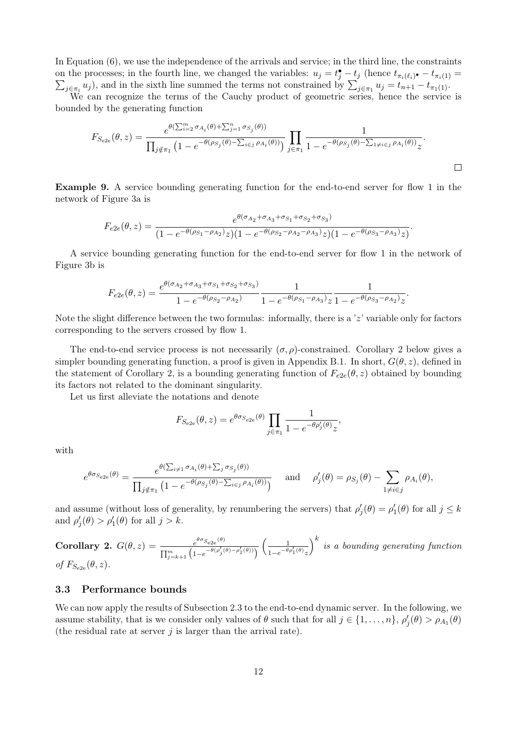In Equation (6), we use the independence of the arrivals and service; in the third line, the constraints on the processes; in the fourth line, we changed the variables: $u_j = t_j^\bullet - t_j$ (hence $t_{\pi_i(\ell_i)\bullet} - t_{\pi_i(1)} = \sum_{j\in\pi_i} u_j$), and in the sixth line summed the terms not constrained by $\sum_{j\in\pi_1} u_j = t_{n+1} - t_{\pi_1(1)}$.

We can recognize the terms of the Cauchy product of geometric series, hence the service is bounded by the generating function

$$F_{S_{\mathrm{e2e}}}(\theta, z) = \frac{e^{\theta(\sum_{i=2}^m \sigma_{A_i}(\theta) + \sum_{j=1}^n \sigma_{S_j}(\theta))}}{\prod_{j\notin\pi_1}\left(1 - e^{-\theta(\rho_{S_j}(\theta) - \sum_{i\in j}\rho_{A_i}(\theta))}\right)} \prod_{j\in\pi_1} \frac{1}{1 - e^{-\theta(\rho_{S_j}(\theta) - \sum_{1\neq i\in j}\rho_{A_i}(\theta))}z}.$$

□

**Example 9.** A service bounding generating function for the end-to-end server for flow 1 in the network of Figure 3a is

$$F_{e2e}(\theta, z) = \frac{e^{\theta(\sigma_{A_2} + \sigma_{A_3} + \sigma_{S_1} + \sigma_{S_2} + \sigma_{S_3})}}{(1 - e^{-\theta(\rho_{S_1} - \rho_{A_2})}z)(1 - e^{-\theta(\rho_{S_2} - \rho_{A_2} - \rho_{A_3})}z)(1 - e^{-\theta(\rho_{S_3} - \rho_{A_3})}z)}.$$

A service bounding generating function for the end-to-end server for flow 1 in the network of Figure 3b is

$$F_{e2e}(\theta, z) = \frac{e^{\theta(\sigma_{A_2} + \sigma_{A_3} + \sigma_{S_1} + \sigma_{S_2} + \sigma_{S_3})}}{1 - e^{-\theta(\rho_{S_2} - \rho_{A_2})}} \frac{1}{1 - e^{-\theta(\rho_{S_1} - \rho_{A_3})}z} \frac{1}{1 - e^{-\theta(\rho_{S_3} - \rho_{A_2})}z}.$$

Note the slight difference between the two formulas: informally, there is a '$z$' variable only for factors corresponding to the servers crossed by flow 1.

The end-to-end service process is not necessarily $(\sigma, \rho)$-constrained. Corollary 2 below gives a simpler bounding generating function, a proof is given in Appendix B.1. In short, $G(\theta, z)$, defined in the statement of Corollary 2, is a bounding generating function of $F_{e2e}(\theta, z)$ obtained by bounding its factors not related to the dominant singularity.

Let us first alleviate the notations and denote

$$F_{S_{\mathrm{e2e}}}(\theta, z) = e^{\theta\sigma_{S_{\mathrm{e2e}}}(\theta)} \prod_{j\in\pi_1} \frac{1}{1 - e^{-\theta\rho'_j(\theta)}z},$$

with

$$e^{\theta\sigma_{S_{\mathrm{e2e}}}(\theta)} = \frac{e^{\theta(\sum_{i\neq 1}\sigma_{A_i}(\theta) + \sum_j \sigma_{S_j}(\theta))}}{\prod_{j\notin\pi_1}\left(1 - e^{-\theta(\rho_{S_j}(\theta) - \sum_{i\in j}\rho_{A_i}(\theta))}\right)} \quad \text{and} \quad \rho'_j(\theta) = \rho_{S_j}(\theta) - \sum_{1\neq i\in j}\rho_{A_i}(\theta),$$

and assume (without loss of generality, by renumbering the servers) that $\rho'_j(\theta) = \rho'_1(\theta)$ for all $j \leq k$ and $\rho'_j(\theta) > \rho'_1(\theta)$ for all $j > k$.

**Corollary 2.** $G(\theta, z) = \frac{e^{\theta\sigma_{S_{\mathrm{e2e}}}(\theta)}}{\prod_{j=k+1}^m\left(1 - e^{-\theta(\rho'_j(\theta) - \rho'_1(\theta))}\right)}\left(\frac{1}{1 - e^{-\theta\rho'_1(\theta)}z}\right)^k$ *is a bounding generating function of* $F_{S_{\mathrm{e2e}}}(\theta, z)$.

### 3.3 Performance bounds

We can now apply the results of Subsection 2.3 to the end-to-end dynamic server. In the following, we assume stability, that is we consider only values of $\theta$ such that for all $j \in \{1, \ldots, n\}$, $\rho'_j(\theta) > \rho_{A_1}(\theta)$ (the residual rate at server $j$ is larger than the arrival rate).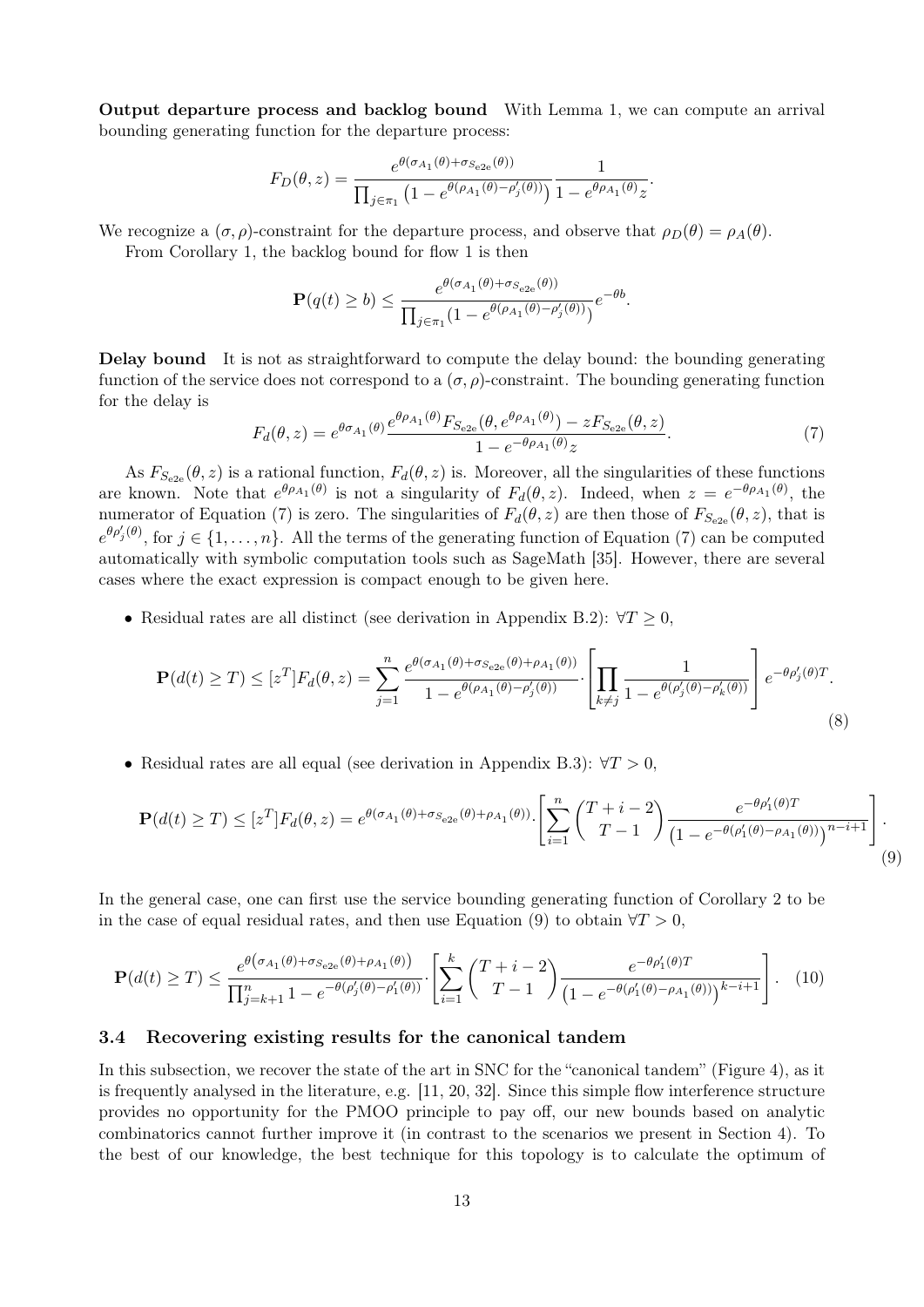**Output departure process and backlog bound** With Lemma 1, we can compute an arrival bounding generating function for the departure process:

$$F_D(\theta, z) = \frac{e^{\theta(\sigma_{A_1}(\theta)+\sigma_{S_{\mathrm{e2e}}}(\theta))}}{\prod_{j\in\pi_1}\left(1-e^{\theta(\rho_{A_1}(\theta)-\rho'_j(\theta))}\right)}\frac{1}{1-e^{\theta\rho_{A_1}(\theta)}z}.$$

We recognize a $(\sigma,\rho)$-constraint for the departure process, and observe that $\rho_D(\theta) = \rho_A(\theta)$.

From Corollary 1, the backlog bound for flow 1 is then

$$\mathbf{P}(q(t) \geq b) \leq \frac{e^{\theta(\sigma_{A_1}(\theta)+\sigma_{S_{\mathrm{e2e}}}(\theta))}}{\prod_{j\in\pi_1}(1-e^{\theta(\rho_{A_1}(\theta)-\rho'_j(\theta))})}e^{-\theta b}.$$

**Delay bound** It is not as straightforward to compute the delay bound: the bounding generating function of the service does not correspond to a $(\sigma,\rho)$-constraint. The bounding generating function for the delay is

$$F_d(\theta, z) = e^{\theta\sigma_{A_1}(\theta)}\frac{e^{\theta\rho_{A_1}(\theta)}F_{S_{\mathrm{e2e}}}(\theta, e^{\theta\rho_{A_1}(\theta)}) - zF_{S_{\mathrm{e2e}}}(\theta, z)}{1-e^{-\theta\rho_{A_1}(\theta)}z}. \tag{7}$$

As $F_{S_{\mathrm{e2e}}}(\theta, z)$ is a rational function, $F_d(\theta, z)$ is. Moreover, all the singularities of these functions are known. Note that $e^{\theta\rho_{A_1}(\theta)}$ is not a singularity of $F_d(\theta, z)$. Indeed, when $z = e^{-\theta\rho_{A_1}(\theta)}$, the numerator of Equation (7) is zero. The singularities of $F_d(\theta, z)$ are then those of $F_{S_{\mathrm{e2e}}}(\theta, z)$, that is $e^{\theta\rho'_j(\theta)}$, for $j \in \{1, \dots, n\}$. All the terms of the generating function of Equation (7) can be computed automatically with symbolic computation tools such as SageMath [35]. However, there are several cases where the exact expression is compact enough to be given here.

- Residual rates are all distinct (see derivation in Appendix B.2): $\forall T \geq 0$,

$$\mathbf{P}(d(t) \geq T) \leq [z^T]F_d(\theta, z) = \sum_{j=1}^{n} \frac{e^{\theta(\sigma_{A_1}(\theta)+\sigma_{S_{\mathrm{e2e}}}(\theta)+\rho_{A_1}(\theta))}}{1-e^{\theta(\rho_{A_1}(\theta)-\rho'_j(\theta))}} \cdot \left[\prod_{k\neq j}\frac{1}{1-e^{\theta(\rho'_j(\theta)-\rho'_k(\theta))}}\right]e^{-\theta\rho'_j(\theta)T}. \tag{8}$$

- Residual rates are all equal (see derivation in Appendix B.3): $\forall T > 0$,

$$\mathbf{P}(d(t) \geq T) \leq [z^T]F_d(\theta, z) = e^{\theta(\sigma_{A_1}(\theta)+\sigma_{S_{\mathrm{e2e}}}(\theta)+\rho_{A_1}(\theta))} \cdot \left[\sum_{i=1}^{n}\binom{T+i-2}{T-1}\frac{e^{-\theta\rho'_1(\theta)T}}{\left(1-e^{-\theta(\rho'_1(\theta)-\rho_{A_1}(\theta))}\right)^{n-i+1}}\right]. \tag{9}$$

In the general case, one can first use the service bounding generating function of Corollary 2 to be in the case of equal residual rates, and then use Equation (9) to obtain $\forall T > 0$,

$$\mathbf{P}(d(t) \geq T) \leq \frac{e^{\theta\left(\sigma_{A_1}(\theta)+\sigma_{S_{\mathrm{e2e}}}(\theta)+\rho_{A_1}(\theta)\right)}}{\prod_{j=k+1}^{n}1-e^{-\theta(\rho'_j(\theta)-\rho'_1(\theta))}} \cdot \left[\sum_{i=1}^{k}\binom{T+i-2}{T-1}\frac{e^{-\theta\rho'_1(\theta)T}}{\left(1-e^{-\theta(\rho'_1(\theta)-\rho_{A_1}(\theta))}\right)^{k-i+1}}\right]. \tag{10}$$

### 3.4 Recovering existing results for the canonical tandem

In this subsection, we recover the state of the art in SNC for the "canonical tandem" (Figure 4), as it is frequently analysed in the literature, e.g. [11, 20, 32]. Since this simple flow interference structure provides no opportunity for the PMOO principle to pay off, our new bounds based on analytic combinatorics cannot further improve it (in contrast to the scenarios we present in Section 4). To the best of our knowledge, the best technique for this topology is to calculate the optimum of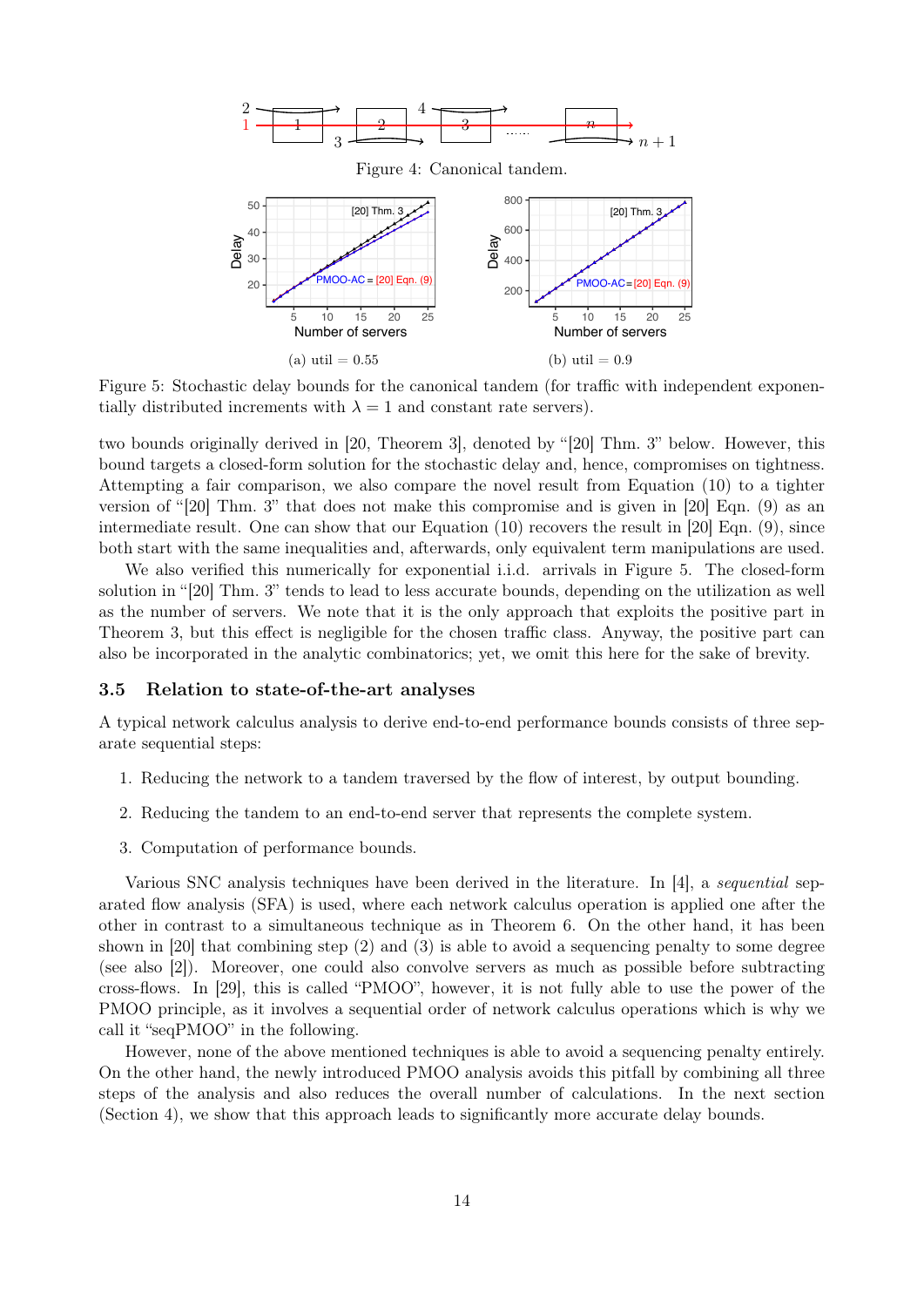Figure 4: Canonical tandem.

(a) util = 0.55

(b) util = 0.9

Figure 5: Stochastic delay bounds for the canonical tandem (for traffic with independent exponentially distributed increments with $\lambda = 1$ and constant rate servers).

two bounds originally derived in [20, Theorem 3], denoted by "[20] Thm. 3" below. However, this bound targets a closed-form solution for the stochastic delay and, hence, compromises on tightness. Attempting a fair comparison, we also compare the novel result from Equation (10) to a tighter version of "[20] Thm. 3" that does not make this compromise and is given in [20] Eqn. (9) as an intermediate result. One can show that our Equation (10) recovers the result in [20] Eqn. (9), since both start with the same inequalities and, afterwards, only equivalent term manipulations are used.

We also verified this numerically for exponential i.i.d. arrivals in Figure 5. The closed-form solution in "[20] Thm. 3" tends to lead to less accurate bounds, depending on the utilization as well as the number of servers. We note that it is the only approach that exploits the positive part in Theorem 3, but this effect is negligible for the chosen traffic class. Anyway, the positive part can also be incorporated in the analytic combinatorics; yet, we omit this here for the sake of brevity.

### 3.5 Relation to state-of-the-art analyses

A typical network calculus analysis to derive end-to-end performance bounds consists of three separate sequential steps:

1. Reducing the network to a tandem traversed by the flow of interest, by output bounding.
2. Reducing the tandem to an end-to-end server that represents the complete system.
3. Computation of performance bounds.

Various SNC analysis techniques have been derived in the literature. In [4], a *sequential* separated flow analysis (SFA) is used, where each network calculus operation is applied one after the other in contrast to a simultaneous technique as in Theorem 6. On the other hand, it has been shown in [20] that combining step (2) and (3) is able to avoid a sequencing penalty to some degree (see also [2]). Moreover, one could also convolve servers as much as possible before subtracting cross-flows. In [29], this is called "PMOO", however, it is not fully able to use the power of the PMOO principle, as it involves a sequential order of network calculus operations which is why we call it "seqPMOO" in the following.

However, none of the above mentioned techniques is able to avoid a sequencing penalty entirely. On the other hand, the newly introduced PMOO analysis avoids this pitfall by combining all three steps of the analysis and also reduces the overall number of calculations. In the next section (Section 4), we show that this approach leads to significantly more accurate delay bounds.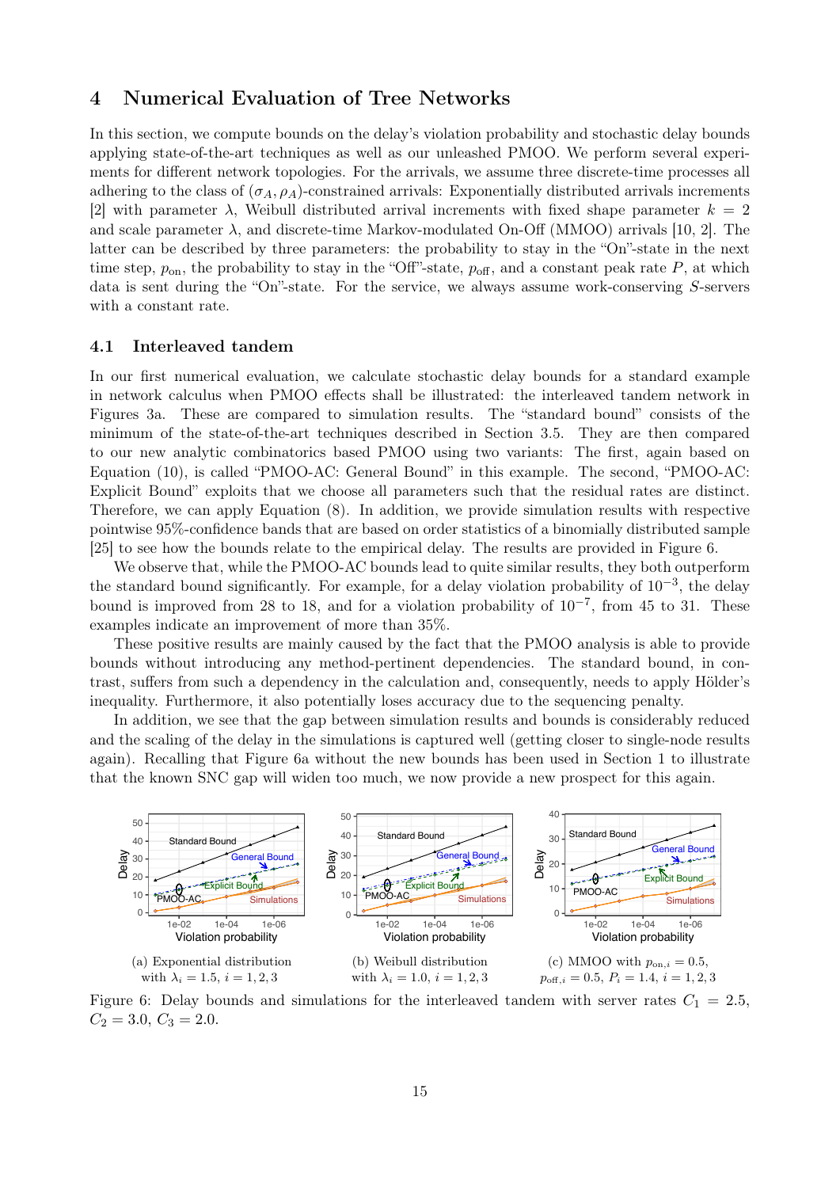## 4 Numerical Evaluation of Tree Networks

In this section, we compute bounds on the delay's violation probability and stochastic delay bounds applying state-of-the-art techniques as well as our unleashed PMOO. We perform several experiments for different network topologies. For the arrivals, we assume three discrete-time processes all adhering to the class of $(\sigma_A, \rho_A)$-constrained arrivals: Exponentially distributed arrivals increments [2] with parameter $\lambda$, Weibull distributed arrival increments with fixed shape parameter $k = 2$ and scale parameter $\lambda$, and discrete-time Markov-modulated On-Off (MMOO) arrivals [10, 2]. The latter can be described by three parameters: the probability to stay in the "On"-state in the next time step, $p_{\mathrm{on}}$, the probability to stay in the "Off"-state, $p_{\mathrm{off}}$, and a constant peak rate $P$, at which data is sent during the "On"-state. For the service, we always assume work-conserving $S$-servers with a constant rate.

### 4.1 Interleaved tandem

In our first numerical evaluation, we calculate stochastic delay bounds for a standard example in network calculus when PMOO effects shall be illustrated: the interleaved tandem network in Figures 3a. These are compared to simulation results. The "standard bound" consists of the minimum of the state-of-the-art techniques described in Section 3.5. They are then compared to our new analytic combinatorics based PMOO using two variants: The first, again based on Equation (10), is called "PMOO-AC: General Bound" in this example. The second, "PMOO-AC: Explicit Bound" exploits that we choose all parameters such that the residual rates are distinct. Therefore, we can apply Equation (8). In addition, we provide simulation results with respective pointwise 95%-confidence bands that are based on order statistics of a binomially distributed sample [25] to see how the bounds relate to the empirical delay. The results are provided in Figure 6.

We observe that, while the PMOO-AC bounds lead to quite similar results, they both outperform the standard bound significantly. For example, for a delay violation probability of $10^{-3}$, the delay bound is improved from 28 to 18, and for a violation probability of $10^{-7}$, from 45 to 31. These examples indicate an improvement of more than 35%.

These positive results are mainly caused by the fact that the PMOO analysis is able to provide bounds without introducing any method-pertinent dependencies. The standard bound, in contrast, suffers from such a dependency in the calculation and, consequently, needs to apply Hölder's inequality. Furthermore, it also potentially loses accuracy due to the sequencing penalty.

In addition, we see that the gap between simulation results and bounds is considerably reduced and the scaling of the delay in the simulations is captured well (getting closer to single-node results again). Recalling that Figure 6a without the new bounds has been used in Section 1 to illustrate that the known SNC gap will widen too much, we now provide a new prospect for this again.

(a) Exponential distribution with $\lambda_i = 1.5$, $i = 1, 2, 3$

(b) Weibull distribution with $\lambda_i = 1.0$, $i = 1, 2, 3$

(c) MMOO with $p_{\mathrm{on},i} = 0.5$, $p_{\mathrm{off},i} = 0.5$, $P_i = 1.4$, $i = 1, 2, 3$

Figure 6: Delay bounds and simulations for the interleaved tandem with server rates $C_1 = 2.5$, $C_2 = 3.0$, $C_3 = 2.0$.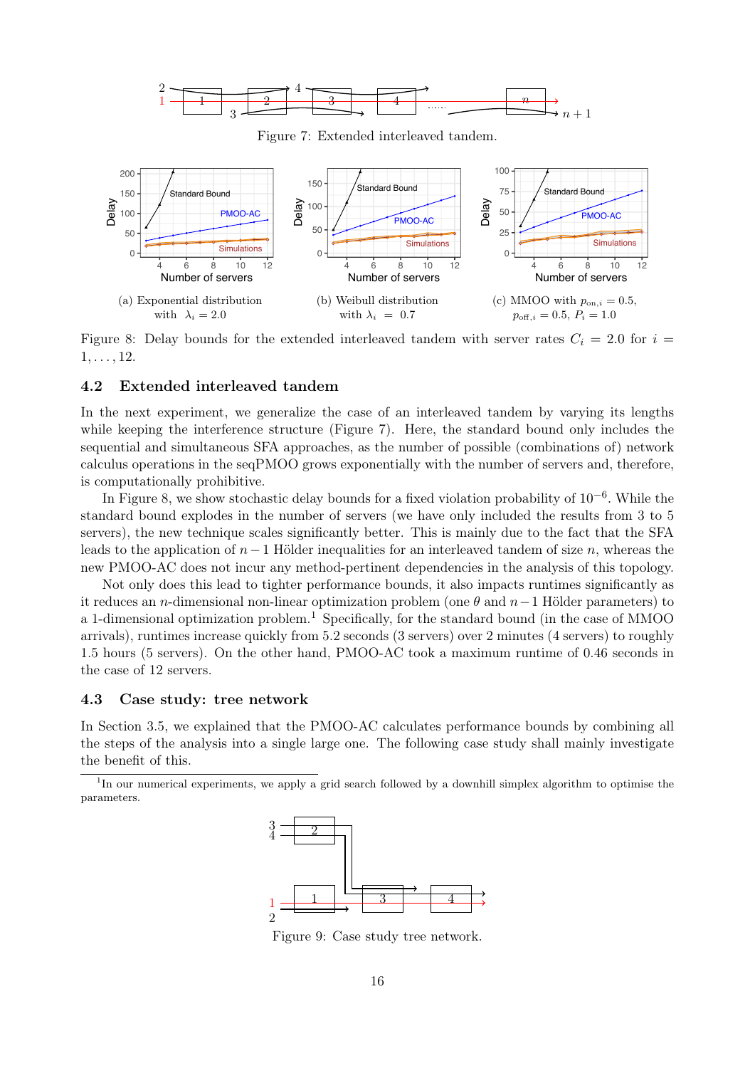Figure 7: Extended interleaved tandem.

(a) Exponential distribution with $\lambda_i = 2.0$

(b) Weibull distribution with $\lambda_i = 0.7$

(c) MMOO with $p_{\text{on},i} = 0.5$, $p_{\text{off},i} = 0.5$, $P_i = 1.0$

Figure 8: Delay bounds for the extended interleaved tandem with server rates $C_i = 2.0$ for $i = 1, \ldots, 12$.

## 4.2 Extended interleaved tandem

In the next experiment, we generalize the case of an interleaved tandem by varying its lengths while keeping the interference structure (Figure 7). Here, the standard bound only includes the sequential and simultaneous SFA approaches, as the number of possible (combinations of) network calculus operations in the seqPMOO grows exponentially with the number of servers and, therefore, is computationally prohibitive.

In Figure 8, we show stochastic delay bounds for a fixed violation probability of $10^{-6}$. While the standard bound explodes in the number of servers (we have only included the results from 3 to 5 servers), the new technique scales significantly better. This is mainly due to the fact that the SFA leads to the application of $n - 1$ Hölder inequalities for an interleaved tandem of size $n$, whereas the new PMOO-AC does not incur any method-pertinent dependencies in the analysis of this topology.

Not only does this lead to tighter performance bounds, it also impacts runtimes significantly as it reduces an $n$-dimensional non-linear optimization problem (one $\theta$ and $n-1$ Hölder parameters) to a 1-dimensional optimization problem.[1] Specifically, for the standard bound (in the case of MMOO arrivals), runtimes increase quickly from 5.2 seconds (3 servers) over 2 minutes (4 servers) to roughly 1.5 hours (5 servers). On the other hand, PMOO-AC took a maximum runtime of 0.46 seconds in the case of 12 servers.

## 4.3 Case study: tree network

In Section 3.5, we explained that the PMOO-AC calculates performance bounds by combining all the steps of the analysis into a single large one. The following case study shall mainly investigate the benefit of this.

[1] In our numerical experiments, we apply a grid search followed by a downhill simplex algorithm to optimise the parameters.

Figure 9: Case study tree network.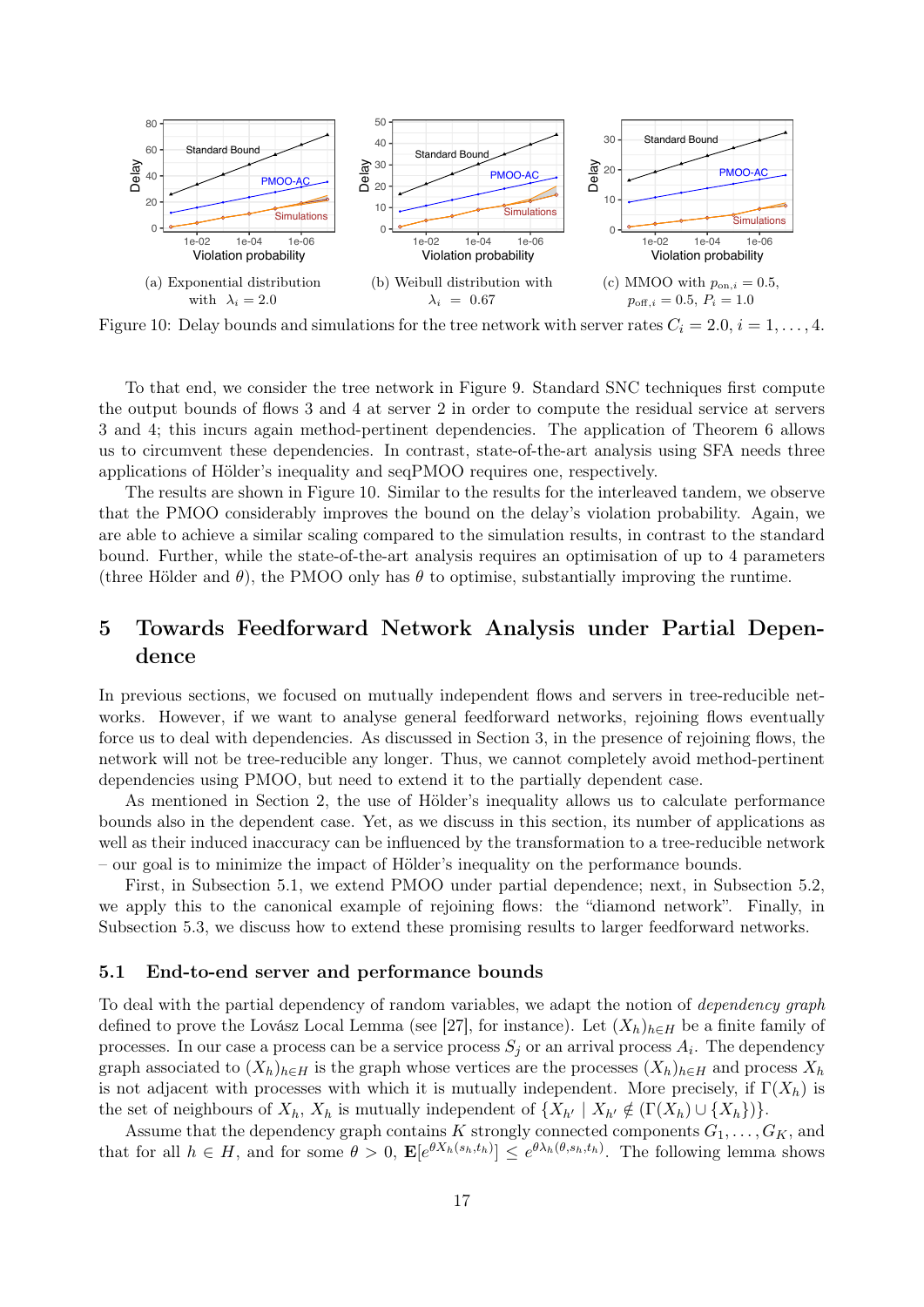(a) Exponential distribution with $\lambda_i = 2.0$

(b) Weibull distribution with $\lambda_i = 0.67$

(c) MMOO with $p_{\mathrm{on},i} = 0.5$, $p_{\mathrm{off},i} = 0.5$, $P_i = 1.0$

Figure 10: Delay bounds and simulations for the tree network with server rates $C_i = 2.0$, $i = 1, \ldots, 4$.

To that end, we consider the tree network in Figure 9. Standard SNC techniques first compute the output bounds of flows 3 and 4 at server 2 in order to compute the residual service at servers 3 and 4; this incurs again method-pertinent dependencies. The application of Theorem 6 allows us to circumvent these dependencies. In contrast, state-of-the-art analysis using SFA needs three applications of Hölder's inequality and seqPMOO requires one, respectively.

The results are shown in Figure 10. Similar to the results for the interleaved tandem, we observe that the PMOO considerably improves the bound on the delay's violation probability. Again, we are able to achieve a similar scaling compared to the simulation results, in contrast to the standard bound. Further, while the state-of-the-art analysis requires an optimisation of up to 4 parameters (three Hölder and $\theta$), the PMOO only has $\theta$ to optimise, substantially improving the runtime.

# 5 Towards Feedforward Network Analysis under Partial Dependence

In previous sections, we focused on mutually independent flows and servers in tree-reducible networks. However, if we want to analyse general feedforward networks, rejoining flows eventually force us to deal with dependencies. As discussed in Section 3, in the presence of rejoining flows, the network will not be tree-reducible any longer. Thus, we cannot completely avoid method-pertinent dependencies using PMOO, but need to extend it to the partially dependent case.

As mentioned in Section 2, the use of Hölder's inequality allows us to calculate performance bounds also in the dependent case. Yet, as we discuss in this section, its number of applications as well as their induced inaccuracy can be influenced by the transformation to a tree-reducible network – our goal is to minimize the impact of Hölder's inequality on the performance bounds.

First, in Subsection 5.1, we extend PMOO under partial dependence; next, in Subsection 5.2, we apply this to the canonical example of rejoining flows: the "diamond network". Finally, in Subsection 5.3, we discuss how to extend these promising results to larger feedforward networks.

## 5.1 End-to-end server and performance bounds

To deal with the partial dependency of random variables, we adapt the notion of *dependency graph* defined to prove the Lovász Local Lemma (see [27], for instance). Let $(X_h)_{h \in H}$ be a finite family of processes. In our case a process can be a service process $S_j$ or an arrival process $A_i$. The dependency graph associated to $(X_h)_{h \in H}$ is the graph whose vertices are the processes $(X_h)_{h \in H}$ and process $X_h$ is not adjacent with processes with which it is mutually independent. More precisely, if $\Gamma(X_h)$ is the set of neighbours of $X_h$, $X_h$ is mutually independent of $\{X_{h'} \mid X_{h'} \notin (\Gamma(X_h) \cup \{X_h\})\}$.

Assume that the dependency graph contains $K$ strongly connected components $G_1, \ldots, G_K$, and that for all $h \in H$, and for some $\theta > 0$, $\mathbf{E}[e^{\theta X_h(s_h, t_h)}] \leq e^{\theta \lambda_h(\theta, s_h, t_h)}$. The following lemma shows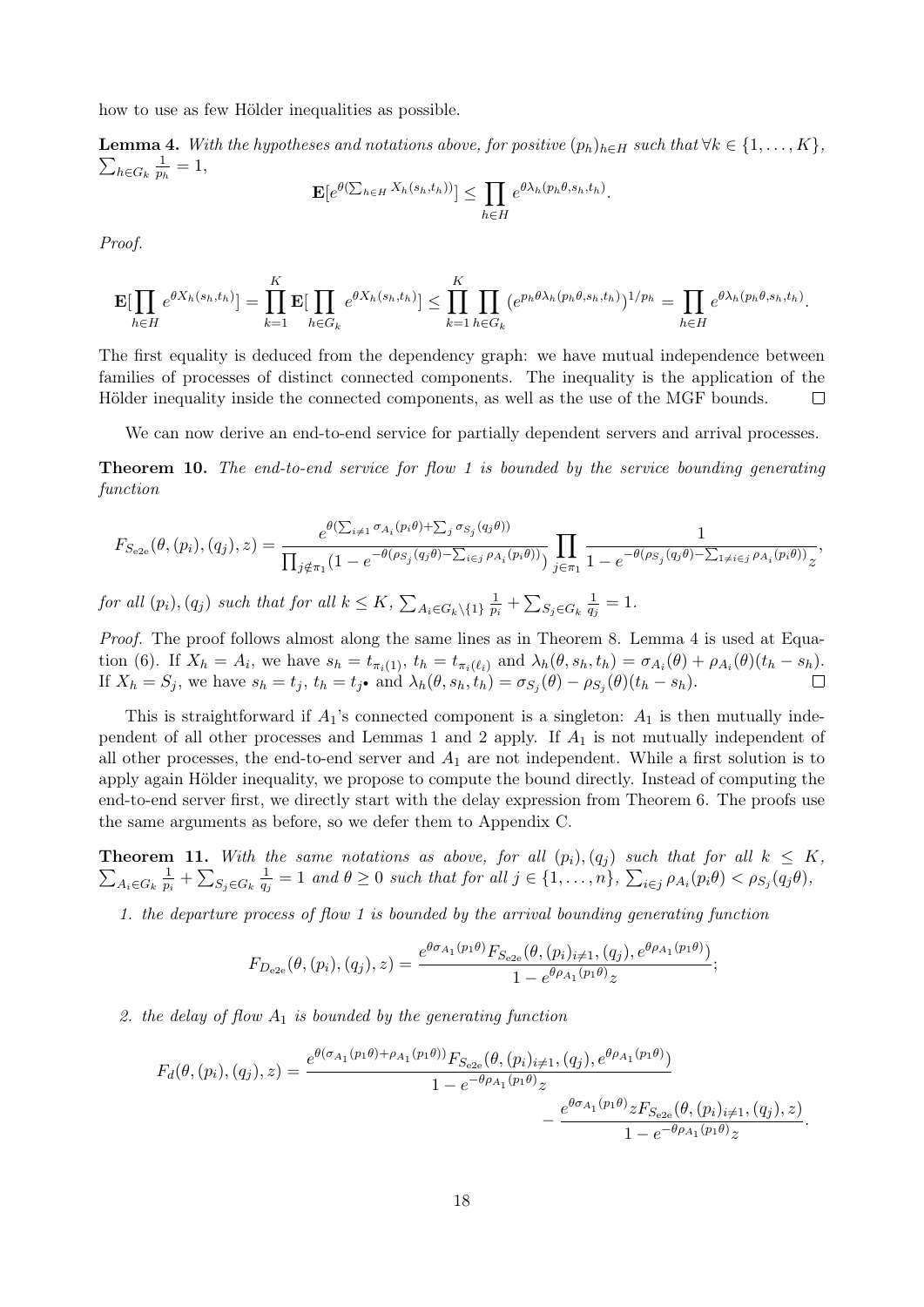how to use as few Hölder inequalities as possible.

**Lemma 4.** *With the hypotheses and notations above, for positive $(p_h)_{h\in H}$ such that $\forall k \in \{1,\dots,K\}$, $\sum_{h\in G_k} \frac{1}{p_h} = 1$,*

$$\mathbf{E}[e^{\theta(\sum_{h\in H} X_h(s_h,t_h))}] \le \prod_{h\in H} e^{\theta\lambda_h(p_h\theta,s_h,t_h)}.$$

*Proof.*

$$\mathbf{E}[\prod_{h\in H} e^{\theta X_h(s_h,t_h)}] = \prod_{k=1}^{K} \mathbf{E}[\prod_{h\in G_k} e^{\theta X_h(s_h,t_h)}] \le \prod_{k=1}^{K}\prod_{h\in G_k} (e^{p_h\theta\lambda_h(p_h\theta,s_h,t_h)})^{1/p_h} = \prod_{h\in H} e^{\theta\lambda_h(p_h\theta,s_h,t_h)}.$$

The first equality is deduced from the dependency graph: we have mutual independence between families of processes of distinct connected components. The inequality is the application of the Hölder inequality inside the connected components, as well as the use of the MGF bounds. $\square$

We can now derive an end-to-end service for partially dependent servers and arrival processes.

**Theorem 10.** *The end-to-end service for flow 1 is bounded by the service bounding generating function*

$$F_{S_{\mathrm{e2e}}}(\theta,(p_i),(q_j),z) = \frac{e^{\theta(\sum_{i\neq 1}\sigma_{A_i}(p_i\theta)+\sum_j \sigma_{S_j}(q_j\theta))}}{\prod_{j\notin\pi_1}(1-e^{-\theta(\rho_{S_j}(q_j\theta)-\sum_{i\in j}\rho_{A_i}(p_i\theta))})}\prod_{j\in\pi_1}\frac{1}{1-e^{-\theta(\rho_{S_j}(q_j\theta)-\sum_{1\neq i\in j}\rho_{A_i}(p_i\theta))}z},$$

*for all $(p_i),(q_j)$ such that for all $k\le K$, $\sum_{A_i\in G_k\setminus\{1\}}\frac{1}{p_i}+\sum_{S_j\in G_k}\frac{1}{q_j}=1$.*

*Proof.* The proof follows almost along the same lines as in Theorem 8. Lemma 4 is used at Equation (6). If $X_h = A_i$, we have $s_h = t_{\pi_i(1)}$, $t_h = t_{\pi_i(\ell_i)}$ and $\lambda_h(\theta,s_h,t_h) = \sigma_{A_i}(\theta)+\rho_{A_i}(\theta)(t_h-s_h)$. If $X_h = S_j$, we have $s_h = t_j$, $t_h = t_{j^\bullet}$ and $\lambda_h(\theta,s_h,t_h) = \sigma_{S_j}(\theta)-\rho_{S_j}(\theta)(t_h-s_h)$. $\square$

This is straightforward if $A_1$'s connected component is a singleton: $A_1$ is then mutually independent of all other processes and Lemmas 1 and 2 apply. If $A_1$ is not mutually independent of all other processes, the end-to-end server and $A_1$ are not independent. While a first solution is to apply again Hölder inequality, we propose to compute the bound directly. Instead of computing the end-to-end server first, we directly start with the delay expression from Theorem 6. The proofs use the same arguments as before, so we defer them to Appendix C.

**Theorem 11.** *With the same notations as above, for all $(p_i),(q_j)$ such that for all $k\le K$, $\sum_{A_i\in G_k}\frac{1}{p_i}+\sum_{S_j\in G_k}\frac{1}{q_j}=1$ and $\theta\ge 0$ such that for all $j\in\{1,\dots,n\}$, $\sum_{i\in j}\rho_{A_i}(p_i\theta)<\rho_{S_j}(q_j\theta)$,*

1. *the departure process of flow 1 is bounded by the arrival bounding generating function*

$$F_{D_{\mathrm{e2e}}}(\theta,(p_i),(q_j),z) = \frac{e^{\theta\sigma_{A_1}(p_1\theta)}F_{S_{\mathrm{e2e}}}(\theta,(p_i)_{i\neq 1},(q_j),e^{\theta\rho_{A_1}(p_1\theta)})}{1-e^{\theta\rho_{A_1}(p_1\theta)}z};$$

2. *the delay of flow $A_1$ is bounded by the generating function*

$$F_d(\theta,(p_i),(q_j),z) = \frac{e^{\theta(\sigma_{A_1}(p_1\theta)+\rho_{A_1}(p_1\theta))}F_{S_{\mathrm{e2e}}}(\theta,(p_i)_{i\neq 1},(q_j),e^{\theta\rho_{A_1}(p_1\theta)})}{1-e^{-\theta\rho_{A_1}(p_1\theta)}z} - \frac{e^{\theta\sigma_{A_1}(p_1\theta)}zF_{S_{\mathrm{e2e}}}(\theta,(p_i)_{i\neq 1},(q_j),z)}{1-e^{-\theta\rho_{A_1}(p_1\theta)}z}.$$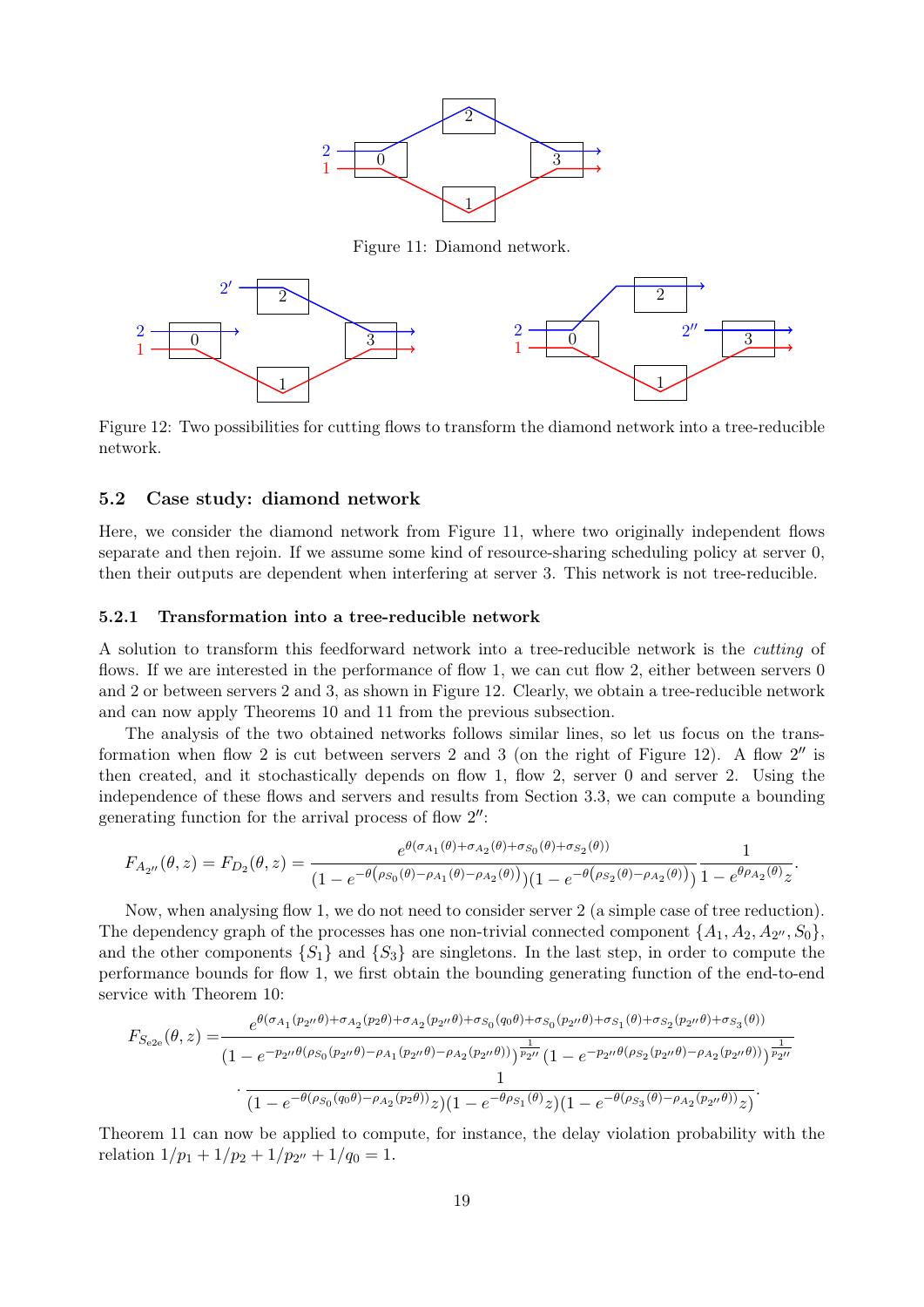Figure 11: Diamond network.

Figure 12: Two possibilities for cutting flows to transform the diamond network into a tree-reducible network.

### 5.2 Case study: diamond network

Here, we consider the diamond network from Figure 11, where two originally independent flows separate and then rejoin. If we assume some kind of resource-sharing scheduling policy at server 0, then their outputs are dependent when interfering at server 3. This network is not tree-reducible.

#### 5.2.1 Transformation into a tree-reducible network

A solution to transform this feedforward network into a tree-reducible network is the *cutting* of flows. If we are interested in the performance of flow 1, we can cut flow 2, either between servers 0 and 2 or between servers 2 and 3, as shown in Figure 12. Clearly, we obtain a tree-reducible network and can now apply Theorems 10 and 11 from the previous subsection.

The analysis of the two obtained networks follows similar lines, so let us focus on the transformation when flow 2 is cut between servers 2 and 3 (on the right of Figure 12). A flow $2''$ is then created, and it stochastically depends on flow 1, flow 2, server 0 and server 2. Using the independence of these flows and servers and results from Section 3.3, we can compute a bounding generating function for the arrival process of flow $2''$:

$$F_{A_{2''}}(\theta, z) = F_{D_2}(\theta, z) = \frac{e^{\theta(\sigma_{A_1}(\theta)+\sigma_{A_2}(\theta)+\sigma_{S_0}(\theta)+\sigma_{S_2}(\theta))}}{(1-e^{-\theta\left(\rho_{S_0}(\theta)-\rho_{A_1}(\theta)-\rho_{A_2}(\theta)\right)})(1-e^{-\theta\left(\rho_{S_2}(\theta)-\rho_{A_2}(\theta)\right)})} \frac{1}{1-e^{\theta\rho_{A_2}(\theta)}z}.$$

Now, when analysing flow 1, we do not need to consider server 2 (a simple case of tree reduction). The dependency graph of the processes has one non-trivial connected component $\{A_1, A_2, A_{2''}, S_0\}$, and the other components $\{S_1\}$ and $\{S_3\}$ are singletons. In the last step, in order to compute the performance bounds for flow 1, we first obtain the bounding generating function of the end-to-end service with Theorem 10:

$$\begin{aligned}
F_{S_{\text{e2e}}}(\theta, z) = & \frac{e^{\theta(\sigma_{A_1}(p_{2''}\theta)+\sigma_{A_2}(p_2\theta)+\sigma_{A_2}(p_{2''}\theta)+\sigma_{S_0}(q_0\theta)+\sigma_{S_0}(p_{2''}\theta)+\sigma_{S_1}(\theta)+\sigma_{S_2}(p_{2''}\theta)+\sigma_{S_3}(\theta))}}{(1-e^{-p_{2''}\theta(\rho_{S_0}(p_{2''}\theta)-\rho_{A_1}(p_{2''}\theta)-\rho_{A_2}(p_{2''}\theta))})^{\frac{1}{p_{2''}}}(1-e^{-p_{2''}\theta(\rho_{S_2}(p_{2''}\theta)-\rho_{A_2}(p_{2''}\theta))})^{\frac{1}{p_{2''}}}} \\
& \cdot \frac{1}{(1-e^{-\theta(\rho_{S_0}(q_0\theta)-\rho_{A_2}(p_2\theta))}z)(1-e^{-\theta\rho_{S_1}(\theta)}z)(1-e^{-\theta(\rho_{S_3}(\theta)-\rho_{A_2}(p_{2''}\theta))}z)}.
\end{aligned}$$

Theorem 11 can now be applied to compute, for instance, the delay violation probability with the relation $1/p_1 + 1/p_2 + 1/p_{2''} + 1/q_0 = 1$.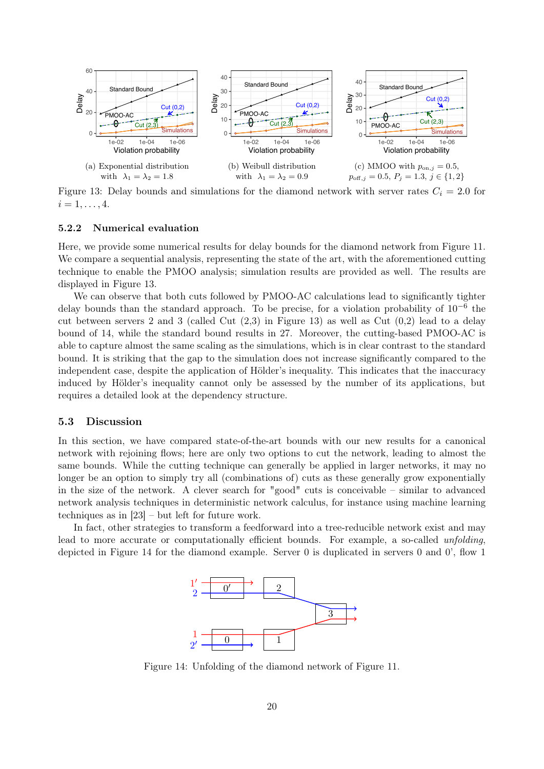(a) Exponential distribution with $\lambda_1 = \lambda_2 = 1.8$

(b) Weibull distribution with $\lambda_1 = \lambda_2 = 0.9$

(c) MMOO with $p_{\mathrm{on},j} = 0.5$, $p_{\mathrm{off},j} = 0.5$, $P_j = 1.3$, $j \in \{1, 2\}$

Figure 13: Delay bounds and simulations for the diamond network with server rates $C_i = 2.0$ for $i = 1, \ldots, 4$.

### 5.2.2 Numerical evaluation

Here, we provide some numerical results for delay bounds for the diamond network from Figure 11. We compare a sequential analysis, representing the state of the art, with the aforementioned cutting technique to enable the PMOO analysis; simulation results are provided as well. The results are displayed in Figure 13.

We can observe that both cuts followed by PMOO-AC calculations lead to significantly tighter delay bounds than the standard approach. To be precise, for a violation probability of $10^{-6}$ the cut between servers 2 and 3 (called Cut (2,3) in Figure 13) as well as Cut (0,2) lead to a delay bound of 14, while the standard bound results in 27. Moreover, the cutting-based PMOO-AC is able to capture almost the same scaling as the simulations, which is in clear contrast to the standard bound. It is striking that the gap to the simulation does not increase significantly compared to the independent case, despite the application of Hölder's inequality. This indicates that the inaccuracy induced by Hölder's inequality cannot only be assessed by the number of its applications, but requires a detailed look at the dependency structure.

## 5.3 Discussion

In this section, we have compared state-of-the-art bounds with our new results for a canonical network with rejoining flows; here are only two options to cut the network, leading to almost the same bounds. While the cutting technique can generally be applied in larger networks, it may no longer be an option to simply try all (combinations of) cuts as these generally grow exponentially in the size of the network. A clever search for "good" cuts is conceivable – similar to advanced network analysis techniques in deterministic network calculus, for instance using machine learning techniques as in [23] – but left for future work.

In fact, other strategies to transform a feedforward into a tree-reducible network exist and may lead to more accurate or computationally efficient bounds. For example, a so-called *unfolding*, depicted in Figure 14 for the diamond example. Server 0 is duplicated in servers 0 and 0', flow 1

Figure 14: Unfolding of the diamond network of Figure 11.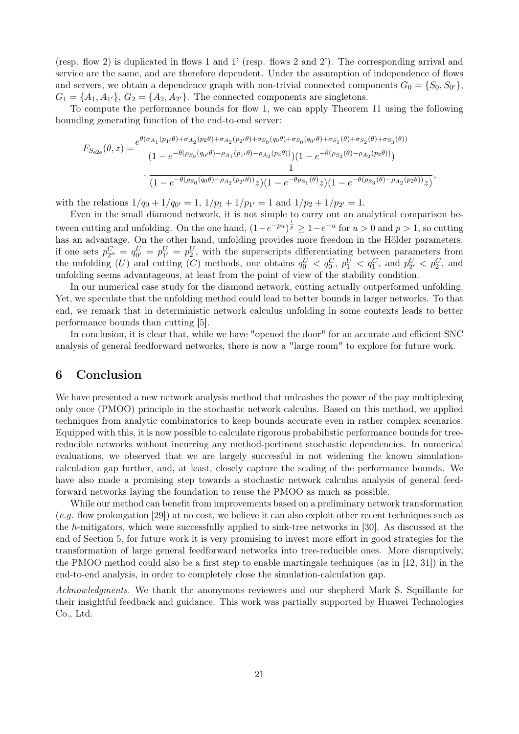(resp. flow 2) is duplicated in flows 1 and 1' (resp. flows 2 and 2'). The corresponding arrival and service are the same, and are therefore dependent. Under the assumption of independence of flows and servers, we obtain a dependence graph with non-trivial connected components $G_0 = \{S_0, S_{0'}\}$, $G_1 = \{A_1, A_{1'}\}$, $G_2 = \{A_2, A_{2'}\}$. The connected components are singletons.

To compute the performance bounds for flow 1, we can apply Theorem 11 using the following bounding generating function of the end-to-end server:

$$
\begin{aligned}
F_{S_{\mathrm{e2e}}}(\theta, z) =& \frac{e^{\theta(\sigma_{A_1}(p_{1'}\theta)+\sigma_{A_2}(p_2\theta)+\sigma_{A_2}(p_{2'}\theta)+\sigma_{S_0}(q_0\theta)+\sigma_{S_0}(q_{0'}\theta)+\sigma_{S_1}(\theta)+\sigma_{S_2}(\theta)+\sigma_{S_3}(\theta))}}{(1-e^{-\theta(\rho_{S_0}(q_{0'}\theta)-\rho_{A_1}(p_{1'}\theta)-\rho_{A_2}(p_2\theta))})(1-e^{-\theta(\rho_{S_2}(\theta)-\rho_{A_2}(p_2\theta))})} \\
&\cdot \frac{1}{(1-e^{-\theta(\rho_{S_0}(q_0\theta)-\rho_{A_2}(p_{2'}\theta))}z)(1-e^{-\theta\rho_{S_1}(\theta)}z)(1-e^{-\theta(\rho_{S_3}(\theta)-\rho_{A_2}(p_2\theta))}z)},
\end{aligned}
$$

with the relations $1/q_0 + 1/q_{0'} = 1$, $1/p_1 + 1/p_{1'} = 1$ and $1/p_2 + 1/p_{2'} = 1$.

Even in the small diamond network, it is not simple to carry out an analytical comparison between cutting and unfolding. On the one hand, $(1-e^{-pu})^{\frac{1}{p}} \geq 1-e^{-u}$ for $u > 0$ and $p > 1$, so cutting has an advantage. On the other hand, unfolding provides more freedom in the Hölder parameters: if one sets $p^C_{2''} = q^U_{0'} = p^U_{1'} = p^U_2$, with the superscripts differentiating between parameters from the unfolding ($U$) and cutting ($C$) methods, one obtains $q^U_0 < q^C_0$, $p^U_1 < q^C_1$, and $p^U_{2'} < p^C_2$, and unfolding seems advantageous, at least from the point of view of the stability condition.

In our numerical case study for the diamond network, cutting actually outperformed unfolding. Yet, we speculate that the unfolding method could lead to better bounds in larger networks. To that end, we remark that in deterministic network calculus unfolding in some contexts leads to better performance bounds than cutting [5].

In conclusion, it is clear that, while we have "opened the door" for an accurate and efficient SNC analysis of general feedforward networks, there is now a "large room" to explore for future work.

## 6 Conclusion

We have presented a new network analysis method that unleashes the power of the pay multiplexing only once (PMOO) principle in the stochastic network calculus. Based on this method, we applied techniques from analytic combinatorics to keep bounds accurate even in rather complex scenarios. Equipped with this, it is now possible to calculate rigorous probabilistic performance bounds for tree-reducible networks without incurring any method-pertinent stochastic dependencies. In numerical evaluations, we observed that we are largely successful in not widening the known simulation-calculation gap further, and, at least, closely capture the scaling of the performance bounds. We have also made a promising step towards a stochastic network calculus analysis of general feedforward networks laying the foundation to reuse the PMOO as much as possible.

While our method can benefit from improvements based on a preliminary network transformation (*e.g.* flow prolongation [29]) at no cost, we believe it can also exploit other recent techniques such as the $h$-mitigators, which were successfully applied to sink-tree networks in [30]. As discussed at the end of Section 5, for future work it is very promising to invest more effort in good strategies for the transformation of large general feedforward networks into tree-reducible ones. More disruptively, the PMOO method could also be a first step to enable martingale techniques (as in [12, 31]) in the end-to-end analysis, in order to completely close the simulation-calculation gap.

*Acknowledgments.* We thank the anonymous reviewers and our shepherd Mark S. Squillante for their insightful feedback and guidance. This work was partially supported by Huawei Technologies Co., Ltd.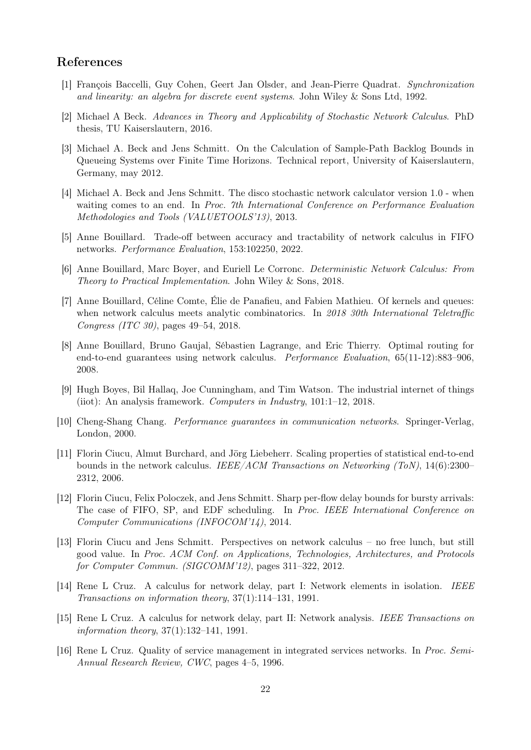## References

[1] François Baccelli, Guy Cohen, Geert Jan Olsder, and Jean-Pierre Quadrat. *Synchronization and linearity: an algebra for discrete event systems*. John Wiley & Sons Ltd, 1992.

[2] Michael A Beck. *Advances in Theory and Applicability of Stochastic Network Calculus*. PhD thesis, TU Kaiserslautern, 2016.

[3] Michael A. Beck and Jens Schmitt. On the Calculation of Sample-Path Backlog Bounds in Queueing Systems over Finite Time Horizons. Technical report, University of Kaiserslautern, Germany, may 2012.

[4] Michael A. Beck and Jens Schmitt. The disco stochastic network calculator version 1.0 - when waiting comes to an end. In *Proc. 7th International Conference on Performance Evaluation Methodologies and Tools (VALUETOOLS'13)*, 2013.

[5] Anne Bouillard. Trade-off between accuracy and tractability of network calculus in FIFO networks. *Performance Evaluation*, 153:102250, 2022.

[6] Anne Bouillard, Marc Boyer, and Euriell Le Corronc. *Deterministic Network Calculus: From Theory to Practical Implementation*. John Wiley & Sons, 2018.

[7] Anne Bouillard, Céline Comte, Élie de Panafieu, and Fabien Mathieu. Of kernels and queues: when network calculus meets analytic combinatorics. In *2018 30th International Teletraffic Congress (ITC 30)*, pages 49–54, 2018.

[8] Anne Bouillard, Bruno Gaujal, Sébastien Lagrange, and Eric Thierry. Optimal routing for end-to-end guarantees using network calculus. *Performance Evaluation*, 65(11-12):883–906, 2008.

[9] Hugh Boyes, Bil Hallaq, Joe Cunningham, and Tim Watson. The industrial internet of things (iiot): An analysis framework. *Computers in Industry*, 101:1–12, 2018.

[10] Cheng-Shang Chang. *Performance guarantees in communication networks*. Springer-Verlag, London, 2000.

[11] Florin Ciucu, Almut Burchard, and Jörg Liebeherr. Scaling properties of statistical end-to-end bounds in the network calculus. *IEEE/ACM Transactions on Networking (ToN)*, 14(6):2300–2312, 2006.

[12] Florin Ciucu, Felix Poloczek, and Jens Schmitt. Sharp per-flow delay bounds for bursty arrivals: The case of FIFO, SP, and EDF scheduling. In *Proc. IEEE International Conference on Computer Communications (INFOCOM'14)*, 2014.

[13] Florin Ciucu and Jens Schmitt. Perspectives on network calculus – no free lunch, but still good value. In *Proc. ACM Conf. on Applications, Technologies, Architectures, and Protocols for Computer Commun. (SIGCOMM'12)*, pages 311–322, 2012.

[14] Rene L Cruz. A calculus for network delay, part I: Network elements in isolation. *IEEE Transactions on information theory*, 37(1):114–131, 1991.

[15] Rene L Cruz. A calculus for network delay, part II: Network analysis. *IEEE Transactions on information theory*, 37(1):132–141, 1991.

[16] Rene L Cruz. Quality of service management in integrated services networks. In *Proc. Semi-Annual Research Review, CWC*, pages 4–5, 1996.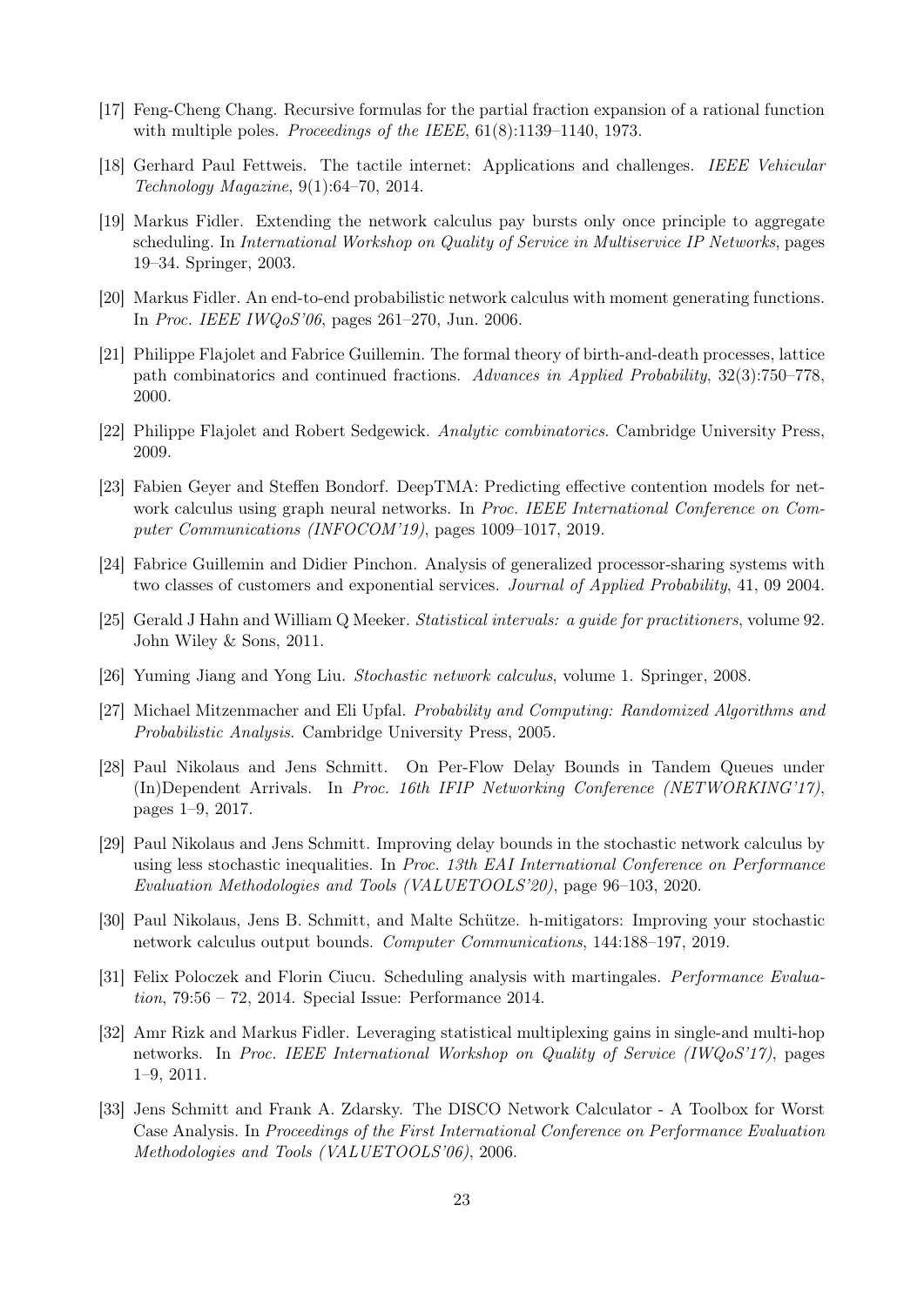[17] Feng-Cheng Chang. Recursive formulas for the partial fraction expansion of a rational function with multiple poles. *Proceedings of the IEEE*, 61(8):1139–1140, 1973.

[18] Gerhard Paul Fettweis. The tactile internet: Applications and challenges. *IEEE Vehicular Technology Magazine*, 9(1):64–70, 2014.

[19] Markus Fidler. Extending the network calculus pay bursts only once principle to aggregate scheduling. In *International Workshop on Quality of Service in Multiservice IP Networks*, pages 19–34. Springer, 2003.

[20] Markus Fidler. An end-to-end probabilistic network calculus with moment generating functions. In *Proc. IEEE IWQoS'06*, pages 261–270, Jun. 2006.

[21] Philippe Flajolet and Fabrice Guillemin. The formal theory of birth-and-death processes, lattice path combinatorics and continued fractions. *Advances in Applied Probability*, 32(3):750–778, 2000.

[22] Philippe Flajolet and Robert Sedgewick. *Analytic combinatorics*. Cambridge University Press, 2009.

[23] Fabien Geyer and Steffen Bondorf. DeepTMA: Predicting effective contention models for network calculus using graph neural networks. In *Proc. IEEE International Conference on Computer Communications (INFOCOM'19)*, pages 1009–1017, 2019.

[24] Fabrice Guillemin and Didier Pinchon. Analysis of generalized processor-sharing systems with two classes of customers and exponential services. *Journal of Applied Probability*, 41, 09 2004.

[25] Gerald J Hahn and William Q Meeker. *Statistical intervals: a guide for practitioners*, volume 92. John Wiley & Sons, 2011.

[26] Yuming Jiang and Yong Liu. *Stochastic network calculus*, volume 1. Springer, 2008.

[27] Michael Mitzenmacher and Eli Upfal. *Probability and Computing: Randomized Algorithms and Probabilistic Analysis*. Cambridge University Press, 2005.

[28] Paul Nikolaus and Jens Schmitt. On Per-Flow Delay Bounds in Tandem Queues under (In)Dependent Arrivals. In *Proc. 16th IFIP Networking Conference (NETWORKING'17)*, pages 1–9, 2017.

[29] Paul Nikolaus and Jens Schmitt. Improving delay bounds in the stochastic network calculus by using less stochastic inequalities. In *Proc. 13th EAI International Conference on Performance Evaluation Methodologies and Tools (VALUETOOLS'20)*, page 96–103, 2020.

[30] Paul Nikolaus, Jens B. Schmitt, and Malte Schütze. h-mitigators: Improving your stochastic network calculus output bounds. *Computer Communications*, 144:188–197, 2019.

[31] Felix Poloczek and Florin Ciucu. Scheduling analysis with martingales. *Performance Evaluation*, 79:56 – 72, 2014. Special Issue: Performance 2014.

[32] Amr Rizk and Markus Fidler. Leveraging statistical multiplexing gains in single-and multi-hop networks. In *Proc. IEEE International Workshop on Quality of Service (IWQoS'17)*, pages 1–9, 2011.

[33] Jens Schmitt and Frank A. Zdarsky. The DISCO Network Calculator - A Toolbox for Worst Case Analysis. In *Proceedings of the First International Conference on Performance Evaluation Methodologies and Tools (VALUETOOLS'06)*, 2006.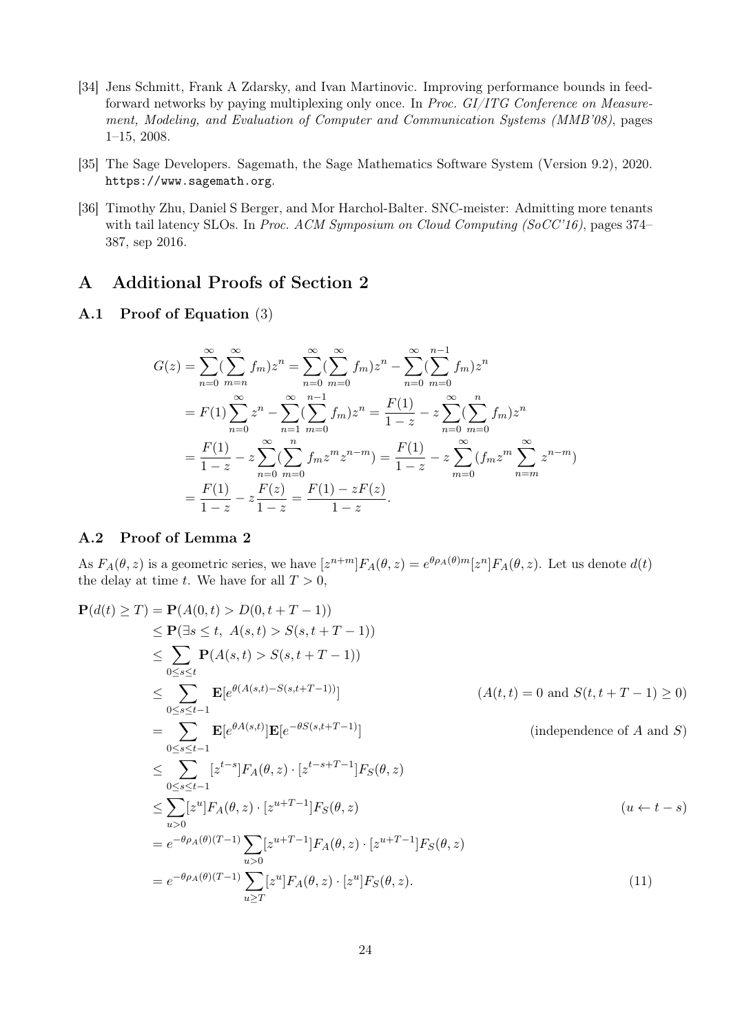[34] Jens Schmitt, Frank A Zdarsky, and Ivan Martinovic. Improving performance bounds in feed-forward networks by paying multiplexing only once. In *Proc. GI/ITG Conference on Measurement, Modeling, and Evaluation of Computer and Communication Systems (MMB'08)*, pages 1–15, 2008.

[35] The Sage Developers. Sagemath, the Sage Mathematics Software System (Version 9.2), 2020. https://www.sagemath.org.

[36] Timothy Zhu, Daniel S Berger, and Mor Harchol-Balter. SNC-meister: Admitting more tenants with tail latency SLOs. In *Proc. ACM Symposium on Cloud Computing (SoCC'16)*, pages 374–387, sep 2016.

# A Additional Proofs of Section 2

## A.1 Proof of Equation (3)

$$
\begin{aligned}
G(z) &= \sum_{n=0}^{\infty}(\sum_{m=n}^{\infty} f_m)z^n = \sum_{n=0}^{\infty}(\sum_{m=0}^{\infty} f_m)z^n - \sum_{n=0}^{\infty}(\sum_{m=0}^{n-1} f_m)z^n \\
&= F(1)\sum_{n=0}^{\infty} z^n - \sum_{n=1}^{\infty}(\sum_{m=0}^{n-1} f_m)z^n = \frac{F(1)}{1-z} - z\sum_{n=0}^{\infty}(\sum_{m=0}^{n} f_m)z^n \\
&= \frac{F(1)}{1-z} - z\sum_{n=0}^{\infty}(\sum_{m=0}^{n} f_m z^m z^{n-m}) = \frac{F(1)}{1-z} - z\sum_{m=0}^{\infty}(f_m z^m \sum_{n=m}^{\infty} z^{n-m}) \\
&= \frac{F(1)}{1-z} - z\frac{F(z)}{1-z} = \frac{F(1) - zF(z)}{1-z}.
\end{aligned}
$$

## A.2 Proof of Lemma 2

As $F_A(\theta, z)$ is a geometric series, we have $[z^{n+m}]F_A(\theta, z) = e^{\theta\rho_A(\theta)m}[z^n]F_A(\theta, z)$. Let us denote $d(t)$ the delay at time $t$. We have for all $T > 0$,

$$
\begin{aligned}
\mathbf{P}(d(t) \geq T) &= \mathbf{P}(A(0,t) > D(0, t+T-1)) \\
&\leq \mathbf{P}(\exists s \leq t,\ A(s,t) > S(s, t+T-1)) \\
&\leq \sum_{0 \leq s \leq t} \mathbf{P}(A(s,t) > S(s, t+T-1)) \\
&\leq \sum_{0 \leq s \leq t-1} \mathbf{E}[e^{\theta(A(s,t) - S(s,t+T-1))}] && (A(t,t) = 0 \text{ and } S(t, t+T-1) \geq 0) \\
&= \sum_{0 \leq s \leq t-1} \mathbf{E}[e^{\theta A(s,t)}]\mathbf{E}[e^{-\theta S(s,t+T-1)}] && (\text{independence of } A \text{ and } S) \\
&\leq \sum_{0 \leq s \leq t-1} [z^{t-s}]F_A(\theta, z) \cdot [z^{t-s+T-1}]F_S(\theta, z) \\
&\leq \sum_{u > 0} [z^u]F_A(\theta, z) \cdot [z^{u+T-1}]F_S(\theta, z) && (u \leftarrow t-s) \\
&= e^{-\theta\rho_A(\theta)(T-1)} \sum_{u > 0} [z^{u+T-1}]F_A(\theta, z) \cdot [z^{u+T-1}]F_S(\theta, z) \\
&= e^{-\theta\rho_A(\theta)(T-1)} \sum_{u \geq T} [z^u]F_A(\theta, z) \cdot [z^u]F_S(\theta, z). && (11)
\end{aligned}
$$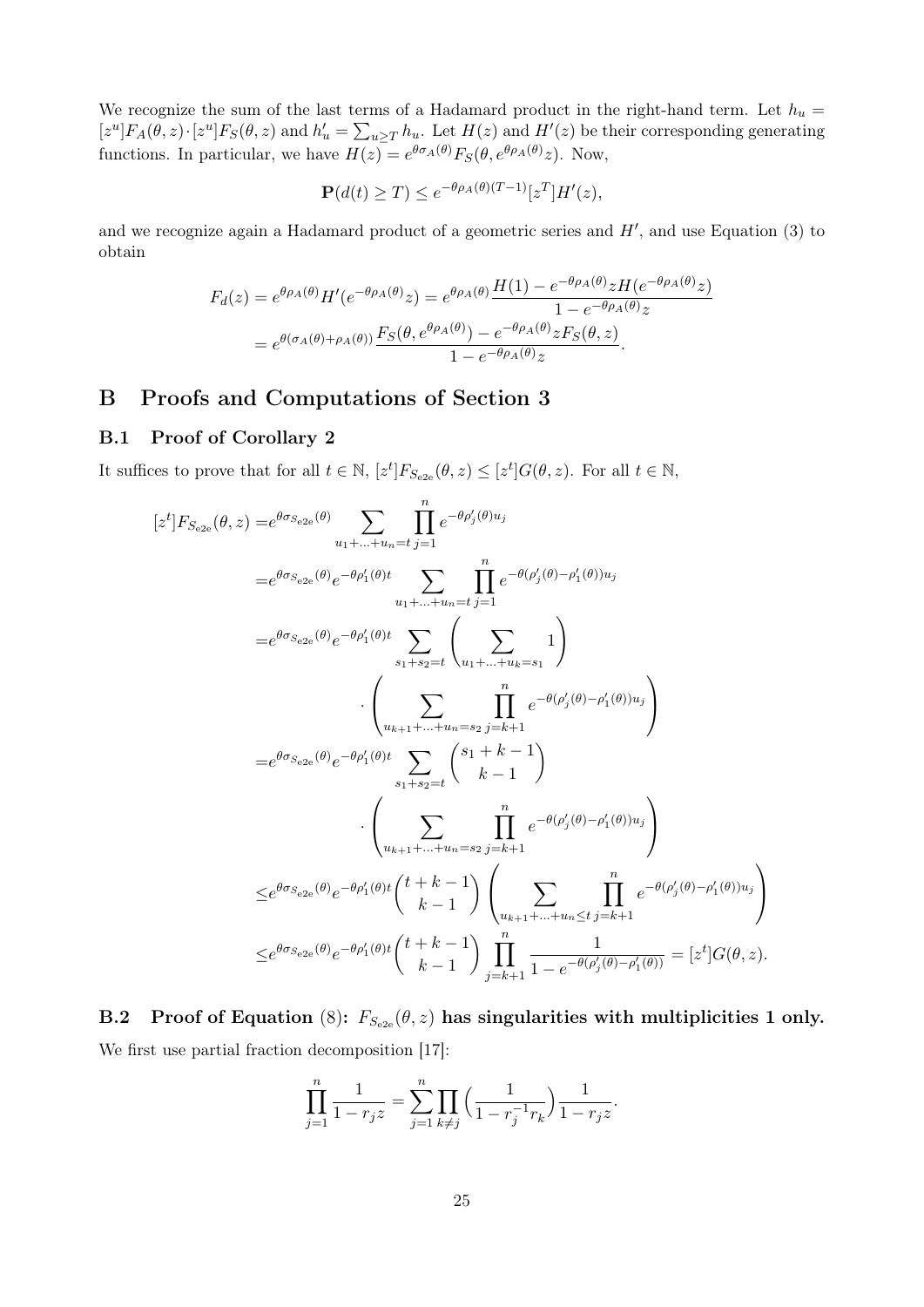We recognize the sum of the last terms of a Hadamard product in the right-hand term. Let $h_u = [z^u]F_A(\theta, z) \cdot [z^u]F_S(\theta, z)$ and $h'_u = \sum_{u \geq T} h_u$. Let $H(z)$ and $H'(z)$ be their corresponding generating functions. In particular, we have $H(z) = e^{\theta\sigma_A(\theta)} F_S(\theta, e^{\theta\rho_A(\theta)} z)$. Now,

$$\mathbf{P}(d(t) \geq T) \leq e^{-\theta\rho_A(\theta)(T-1)}[z^T]H'(z),$$

and we recognize again a Hadamard product of a geometric series and $H'$, and use Equation (3) to obtain

$$\begin{aligned}
F_d(z) = e^{\theta\rho_A(\theta)} H'(e^{-\theta\rho_A(\theta)} z) &= e^{\theta\rho_A(\theta)} \frac{H(1) - e^{-\theta\rho_A(\theta)} z H(e^{-\theta\rho_A(\theta)} z)}{1 - e^{-\theta\rho_A(\theta)} z} \\
&= e^{\theta(\sigma_A(\theta)+\rho_A(\theta))} \frac{F_S(\theta, e^{\theta\rho_A(\theta)}) - e^{-\theta\rho_A(\theta)} z F_S(\theta, z)}{1 - e^{-\theta\rho_A(\theta)} z}.
\end{aligned}$$

# B Proofs and Computations of Section 3

## B.1 Proof of Corollary 2

It suffices to prove that for all $t \in \mathbb{N}$, $[z^t]F_{S_{\text{e2e}}}(\theta, z) \leq [z^t]G(\theta, z)$. For all $t \in \mathbb{N}$,

$$\begin{aligned}
[z^t]F_{S_{\text{e2e}}}(\theta, z) =& e^{\theta\sigma_{S_{\text{e2e}}}(\theta)} \sum_{u_1+\ldots+u_n=t} \prod_{j=1}^n e^{-\theta\rho'_j(\theta)u_j} \\
=& e^{\theta\sigma_{S_{\text{e2e}}}(\theta)} e^{-\theta\rho'_1(\theta)t} \sum_{u_1+\ldots+u_n=t} \prod_{j=1}^n e^{-\theta(\rho'_j(\theta)-\rho'_1(\theta))u_j} \\
=& e^{\theta\sigma_{S_{\text{e2e}}}(\theta)} e^{-\theta\rho'_1(\theta)t} \sum_{s_1+s_2=t} \left( \sum_{u_1+\ldots+u_k=s_1} 1 \right) \\
& \cdot \left( \sum_{u_{k+1}+\ldots+u_n=s_2} \prod_{j=k+1}^n e^{-\theta(\rho'_j(\theta)-\rho'_1(\theta))u_j} \right) \\
=& e^{\theta\sigma_{S_{\text{e2e}}}(\theta)} e^{-\theta\rho'_1(\theta)t} \sum_{s_1+s_2=t} \binom{s_1+k-1}{k-1} \\
& \cdot \left( \sum_{u_{k+1}+\ldots+u_n=s_2} \prod_{j=k+1}^n e^{-\theta(\rho'_j(\theta)-\rho'_1(\theta))u_j} \right) \\
\leq& e^{\theta\sigma_{S_{\text{e2e}}}(\theta)} e^{-\theta\rho'_1(\theta)t} \binom{t+k-1}{k-1} \left( \sum_{u_{k+1}+\ldots+u_n\leq t} \prod_{j=k+1}^n e^{-\theta(\rho'_j(\theta)-\rho'_1(\theta))u_j} \right) \\
\leq& e^{\theta\sigma_{S_{\text{e2e}}}(\theta)} e^{-\theta\rho'_1(\theta)t} \binom{t+k-1}{k-1} \prod_{j=k+1}^n \frac{1}{1 - e^{-\theta(\rho'_j(\theta)-\rho'_1(\theta))}} = [z^t]G(\theta, z).
\end{aligned}$$

## B.2 Proof of Equation (8): $F_{S_{\text{e2e}}}(\theta, z)$ has singularities with multiplicities 1 only.

We first use partial fraction decomposition [17]:

$$\prod_{j=1}^n \frac{1}{1 - r_j z} = \sum_{j=1}^n \prod_{k \neq j} \Big( \frac{1}{1 - r_j^{-1} r_k} \Big) \frac{1}{1 - r_j z}.$$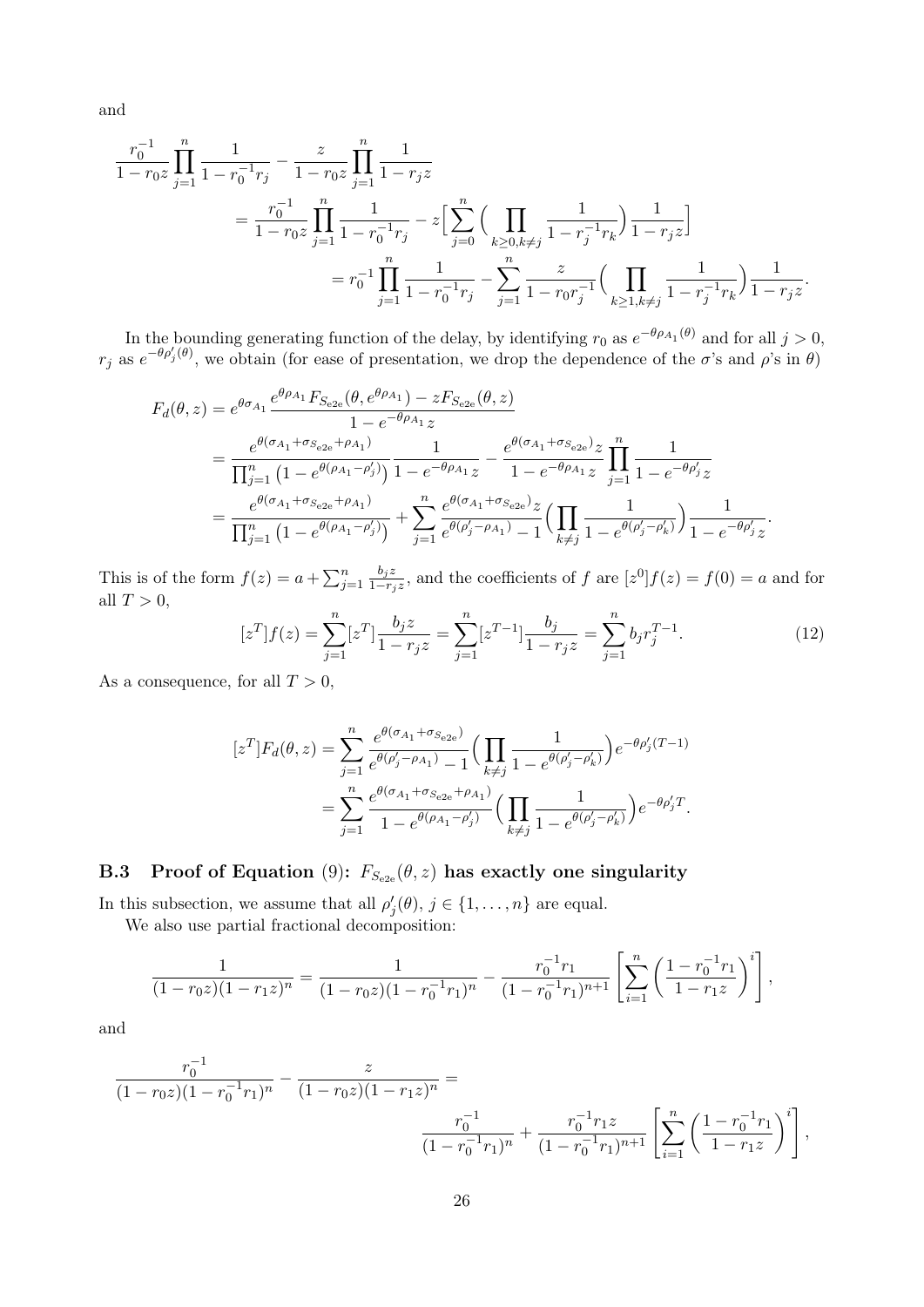and

$$
\begin{aligned}
\frac{r_0^{-1}}{1-r_0z}\prod_{j=1}^{n}\frac{1}{1-r_0^{-1}r_j} - \frac{z}{1-r_0z}\prod_{j=1}^{n}\frac{1}{1-r_jz} \\
= \frac{r_0^{-1}}{1-r_0z}\prod_{j=1}^{n}\frac{1}{1-r_0^{-1}r_j} - z\Big[\sum_{j=0}^{n}\Big(\prod_{k\geq 0, k\neq j}\frac{1}{1-r_j^{-1}r_k}\Big)\frac{1}{1-r_jz}\Big] \\
= r_0^{-1}\prod_{j=1}^{n}\frac{1}{1-r_0^{-1}r_j} - \sum_{j=1}^{n}\frac{z}{1-r_0r_j^{-1}}\Big(\prod_{k\geq 1, k\neq j}\frac{1}{1-r_j^{-1}r_k}\Big)\frac{1}{1-r_jz}.
\end{aligned}
$$

In the bounding generating function of the delay, by identifying $r_0$ as $e^{-\theta\rho_{A_1}(\theta)}$ and for all $j>0$, $r_j$ as $e^{-\theta\rho'_j(\theta)}$, we obtain (for ease of presentation, we drop the dependence of the $\sigma$'s and $\rho$'s in $\theta$)

$$
\begin{aligned}
F_d(\theta,z) &= e^{\theta\sigma_{A_1}}\frac{e^{\theta\rho_{A_1}}F_{S_{\rm e2e}}(\theta,e^{\theta\rho_{A_1}}) - zF_{S_{\rm e2e}}(\theta,z)}{1-e^{-\theta\rho_{A_1}}z} \\
&= \frac{e^{\theta(\sigma_{A_1}+\sigma_{S_{\rm e2e}}+\rho_{A_1})}}{\prod_{j=1}^{n}\big(1-e^{\theta(\rho_{A_1}-\rho'_j)}\big)}\frac{1}{1-e^{-\theta\rho_{A_1}}z} - \frac{e^{\theta(\sigma_{A_1}+\sigma_{S_{\rm e2e}})}z}{1-e^{-\theta\rho_{A_1}}z}\prod_{j=1}^{n}\frac{1}{1-e^{-\theta\rho'_j}z} \\
&= \frac{e^{\theta(\sigma_{A_1}+\sigma_{S_{\rm e2e}}+\rho_{A_1})}}{\prod_{j=1}^{n}\big(1-e^{\theta(\rho_{A_1}-\rho'_j)}\big)} + \sum_{j=1}^{n}\frac{e^{\theta(\sigma_{A_1}+\sigma_{S_{\rm e2e}})}z}{e^{\theta(\rho'_j-\rho_{A_1})}-1}\Big(\prod_{k\neq j}\frac{1}{1-e^{\theta(\rho'_j-\rho'_k)}}\Big)\frac{1}{1-e^{-\theta\rho'_j}z}.
\end{aligned}
$$

This is of the form $f(z)=a+\sum_{j=1}^{n}\frac{b_jz}{1-r_jz}$, and the coefficients of $f$ are $[z^0]f(z)=f(0)=a$ and for all $T>0$,

$$
[z^T]f(z) = \sum_{j=1}^{n}[z^T]\frac{b_jz}{1-r_jz} = \sum_{j=1}^{n}[z^{T-1}]\frac{b_j}{1-r_jz} = \sum_{j=1}^{n}b_jr_j^{T-1}. \tag{12}
$$

As a consequence, for all $T>0$,

$$
\begin{aligned}
[z^T]F_d(\theta,z) &= \sum_{j=1}^{n}\frac{e^{\theta(\sigma_{A_1}+\sigma_{S_{\rm e2e}})}}{e^{\theta(\rho'_j-\rho_{A_1})}-1}\Big(\prod_{k\neq j}\frac{1}{1-e^{\theta(\rho'_j-\rho'_k)}}\Big)e^{-\theta\rho'_j(T-1)} \\
&= \sum_{j=1}^{n}\frac{e^{\theta(\sigma_{A_1}+\sigma_{S_{\rm e2e}}+\rho_{A_1})}}{1-e^{\theta(\rho_{A_1}-\rho'_j)}}\Big(\prod_{k\neq j}\frac{1}{1-e^{\theta(\rho'_j-\rho'_k)}}\Big)e^{-\theta\rho'_jT}.
\end{aligned}
$$

### B.3 Proof of Equation (9): $F_{S_{\rm e2e}}(\theta,z)$ has exactly one singularity

In this subsection, we assume that all $\rho'_j(\theta)$, $j\in\{1,\ldots,n\}$ are equal.

We also use partial fractional decomposition:

$$
\frac{1}{(1-r_0z)(1-r_1z)^n} = \frac{1}{(1-r_0z)(1-r_0^{-1}r_1)^n} - \frac{r_0^{-1}r_1}{(1-r_0^{-1}r_1)^{n+1}}\left[\sum_{i=1}^{n}\left(\frac{1-r_0^{-1}r_1}{1-r_1z}\right)^i\right],
$$

and

$$
\frac{r_0^{-1}}{(1-r_0z)(1-r_0^{-1}r_1)^n} - \frac{z}{(1-r_0z)(1-r_1z)^n} = \frac{r_0^{-1}}{(1-r_0^{-1}r_1)^n} + \frac{r_0^{-1}r_1z}{(1-r_0^{-1}r_1)^{n+1}}\left[\sum_{i=1}^{n}\left(\frac{1-r_0^{-1}r_1}{1-r_1z}\right)^i\right],
$$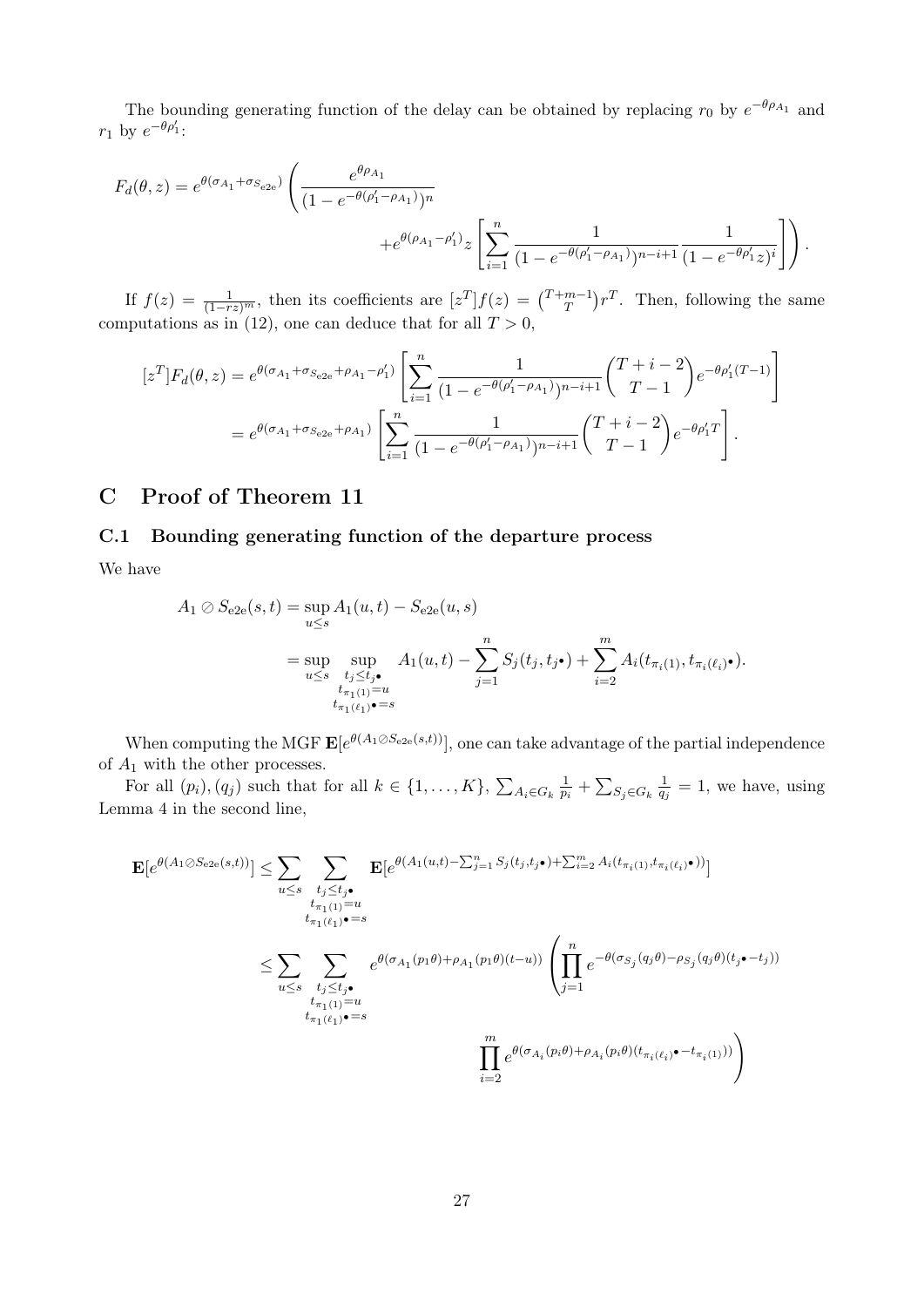The bounding generating function of the delay can be obtained by replacing $r_0$ by $e^{-\theta\rho_{A_1}}$ and $r_1$ by $e^{-\theta\rho'_1}$:

$$F_d(\theta,z) = e^{\theta(\sigma_{A_1}+\sigma_{S_{\mathrm{e2e}}})}\left(\frac{e^{\theta\rho_{A_1}}}{(1-e^{-\theta(\rho'_1-\rho_{A_1})})^n} + e^{\theta(\rho_{A_1}-\rho'_1)}z\left[\sum_{i=1}^{n}\frac{1}{(1-e^{-\theta(\rho'_1-\rho_{A_1})})^{n-i+1}}\frac{1}{(1-e^{-\theta\rho'_1}z)^i}\right]\right).$$

If $f(z) = \frac{1}{(1-rz)^m}$, then its coefficients are $[z^T]f(z) = \binom{T+m-1}{T}r^T$. Then, following the same computations as in (12), one can deduce that for all $T > 0$,

$$\begin{aligned}
[z^T]F_d(\theta,z) &= e^{\theta(\sigma_{A_1}+\sigma_{S_{\mathrm{e2e}}}+\rho_{A_1}-\rho'_1)}\left[\sum_{i=1}^{n}\frac{1}{(1-e^{-\theta(\rho'_1-\rho_{A_1})})^{n-i+1}}\binom{T+i-2}{T-1}e^{-\theta\rho'_1(T-1)}\right] \\
&= e^{\theta(\sigma_{A_1}+\sigma_{S_{\mathrm{e2e}}}+\rho_{A_1})}\left[\sum_{i=1}^{n}\frac{1}{(1-e^{-\theta(\rho'_1-\rho_{A_1})})^{n-i+1}}\binom{T+i-2}{T-1}e^{-\theta\rho'_1 T}\right].
\end{aligned}$$

# C Proof of Theorem 11

## C.1 Bounding generating function of the departure process

We have

$$\begin{aligned}
A_1 \oslash S_{\mathrm{e2e}}(s,t) &= \sup_{u\le s} A_1(u,t) - S_{\mathrm{e2e}}(u,s) \\
&= \sup_{u\le s}\sup_{\substack{t_j\le t_{j\bullet}\\ t_{\pi_1(1)}=u\\ t_{\pi_1(\ell_1)\bullet}=s}} A_1(u,t) - \sum_{j=1}^{n} S_j(t_j,t_{j\bullet}) + \sum_{i=2}^{m} A_i(t_{\pi_i(1)},t_{\pi_i(\ell_i)\bullet}).
\end{aligned}$$

When computing the MGF $\mathbf{E}[e^{\theta(A_1\oslash S_{\mathrm{e2e}}(s,t))}]$, one can take advantage of the partial independence of $A_1$ with the other processes.

For all $(p_i),(q_j)$ such that for all $k\in\{1,\ldots,K\}$, $\sum_{A_i\in G_k}\frac{1}{p_i}+\sum_{S_j\in G_k}\frac{1}{q_j}=1$, we have, using Lemma 4 in the second line,

$$\begin{aligned}
\mathbf{E}[e^{\theta(A_1\oslash S_{\mathrm{e2e}}(s,t))}] &\le \sum_{u\le s}\sum_{\substack{t_j\le t_{j\bullet}\\ t_{\pi_1(1)}=u\\ t_{\pi_1(\ell_1)\bullet}=s}} \mathbf{E}[e^{\theta(A_1(u,t)-\sum_{j=1}^{n}S_j(t_j,t_{j\bullet})+\sum_{i=2}^{m}A_i(t_{\pi_i(1)},t_{\pi_i(\ell_i)\bullet}))}] \\
&\le \sum_{u\le s}\sum_{\substack{t_j\le t_{j\bullet}\\ t_{\pi_1(1)}=u\\ t_{\pi_1(\ell_1)\bullet}=s}} e^{\theta(\sigma_{A_1}(p_1\theta)+\rho_{A_1}(p_1\theta)(t-u))}\left(\prod_{j=1}^{n}e^{-\theta(\sigma_{S_j}(q_j\theta)-\rho_{S_j}(q_j\theta)(t_{j\bullet}-t_j))}\right. \\
&\qquad\qquad \left.\prod_{i=2}^{m}e^{\theta(\sigma_{A_i}(p_i\theta)+\rho_{A_i}(p_i\theta)(t_{\pi_i(\ell_i)\bullet}-t_{\pi_i(1)}))}\right)
\end{aligned}$$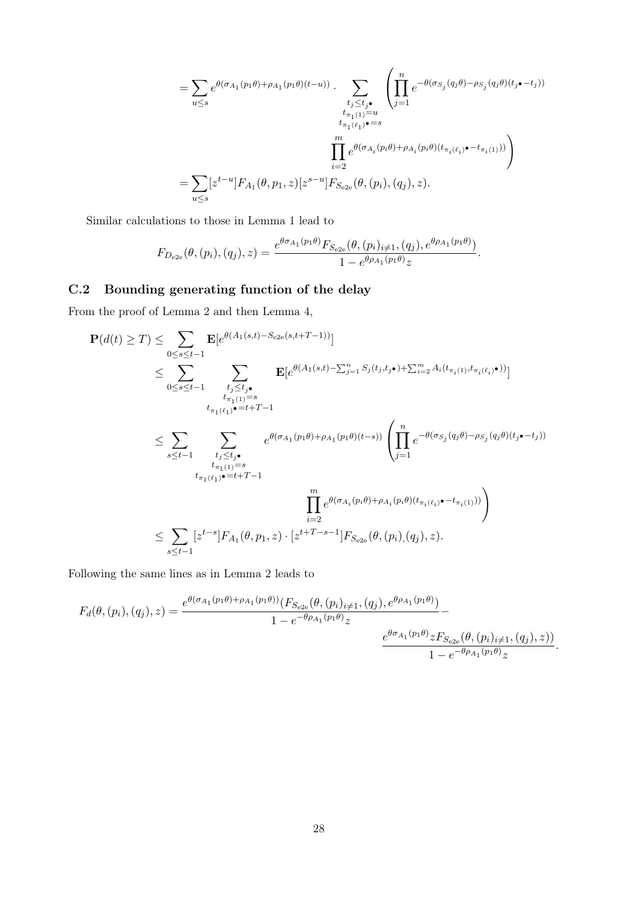$$
\begin{aligned}
&= \sum_{u \le s} e^{\theta(\sigma_{A_1}(p_1\theta) + \rho_{A_1}(p_1\theta)(t-u))} \cdot \sum_{\substack{t_j \le t_{j^\bullet} \\ t_{\pi_1(1)} = u \\ t_{\pi_1(\ell_1)^\bullet} = s}} \left( \prod_{j=1}^{n} e^{-\theta(\sigma_{S_j}(q_j\theta) - \rho_{S_j}(q_j\theta)(t_{j^\bullet} - t_j))} \right. \\
&\qquad\qquad \left. \prod_{i=2}^{m} e^{\theta(\sigma_{A_i}(p_i\theta) + \rho_{A_i}(p_i\theta)(t_{\pi_i(\ell_i)^\bullet} - t_{\pi_i(1)}))} \right) \\
&= \sum_{u \le s} [z^{t-u}] F_{A_1}(\theta, p_1, z) [z^{s-u}] F_{S_{\mathrm{e2e}}}(\theta, (p_i), (q_j), z).
\end{aligned}
$$

Similar calculations to those in Lemma 1 lead to

$$
F_{D_{\mathrm{e2e}}}(\theta, (p_i), (q_j), z) = \frac{e^{\theta\sigma_{A_1}(p_1\theta)} F_{S_{\mathrm{e2e}}}(\theta, (p_i)_{i \neq 1}, (q_j), e^{\theta\rho_{A_1}(p_1\theta)})}{1 - e^{\theta\rho_{A_1}(p_1\theta)} z}.
$$

## C.2 Bounding generating function of the delay

From the proof of Lemma 2 and then Lemma 4,

$$
\begin{aligned}
\mathbf{P}(d(t) \ge T) &\le \sum_{0 \le s \le t-1} \mathbf{E}[e^{\theta(A_1(s,t) - S_{\mathrm{e2e}}(s, t+T-1))}] \\
&\le \sum_{0 \le s \le t-1} \sum_{\substack{t_j \le t_{j^\bullet} \\ t_{\pi_1(1)} = s \\ t_{\pi_1(\ell_1)^\bullet} = t+T-1}} \mathbf{E}[e^{\theta(A_1(s,t) - \sum_{j=1}^{n} S_j(t_j, t_{j^\bullet}) + \sum_{i=2}^{m} A_i(t_{\pi_i(1)}, t_{\pi_i(\ell_i)^\bullet}))}] \\
&\le \sum_{s \le t-1} \sum_{\substack{t_j \le t_{j^\bullet} \\ t_{\pi_1(1)} = s \\ t_{\pi_1(\ell_1)} \bullet = t+T-1}} e^{\theta(\sigma_{A_1}(p_1\theta) + \rho_{A_1}(p_1\theta)(t-s))} \left( \prod_{j=1}^{n} e^{-\theta(\sigma_{S_j}(q_j\theta) - \rho_{S_j}(q_j\theta)(t_{j^\bullet} - t_j))} \right. \\
&\qquad\qquad \left. \prod_{i=2}^{m} e^{\theta(\sigma_{A_i}(p_i\theta) + \rho_{A_i}(p_i\theta)(t_{\pi_i(\ell_i)^\bullet} - t_{\pi_i(1)}))} \right) \\
&\le \sum_{s \le t-1} [z^{t-s}] F_{A_1}(\theta, p_1, z) \cdot [z^{t+T-s-1}] F_{S_{\mathrm{e2e}}}(\theta, (p_i), (q_j), z).
\end{aligned}
$$

Following the same lines as in Lemma 2 leads to

$$
F_d(\theta, (p_i), (q_j), z) = \frac{e^{\theta(\sigma_{A_1}(p_1\theta) + \rho_{A_1}(p_1\theta))} (F_{S_{\mathrm{e2e}}}(\theta, (p_i)_{i \neq 1}, (q_j), e^{\theta\rho_{A_1}(p_1\theta)})}{1 - e^{-\theta\rho_{A_1}(p_1\theta)} z} - \frac{e^{\theta\sigma_{A_1}(p_1\theta)} z F_{S_{\mathrm{e2e}}}(\theta, (p_i)_{i \neq 1}, (q_j), z))}{1 - e^{-\theta\rho_{A_1}(p_1\theta)} z}.
$$